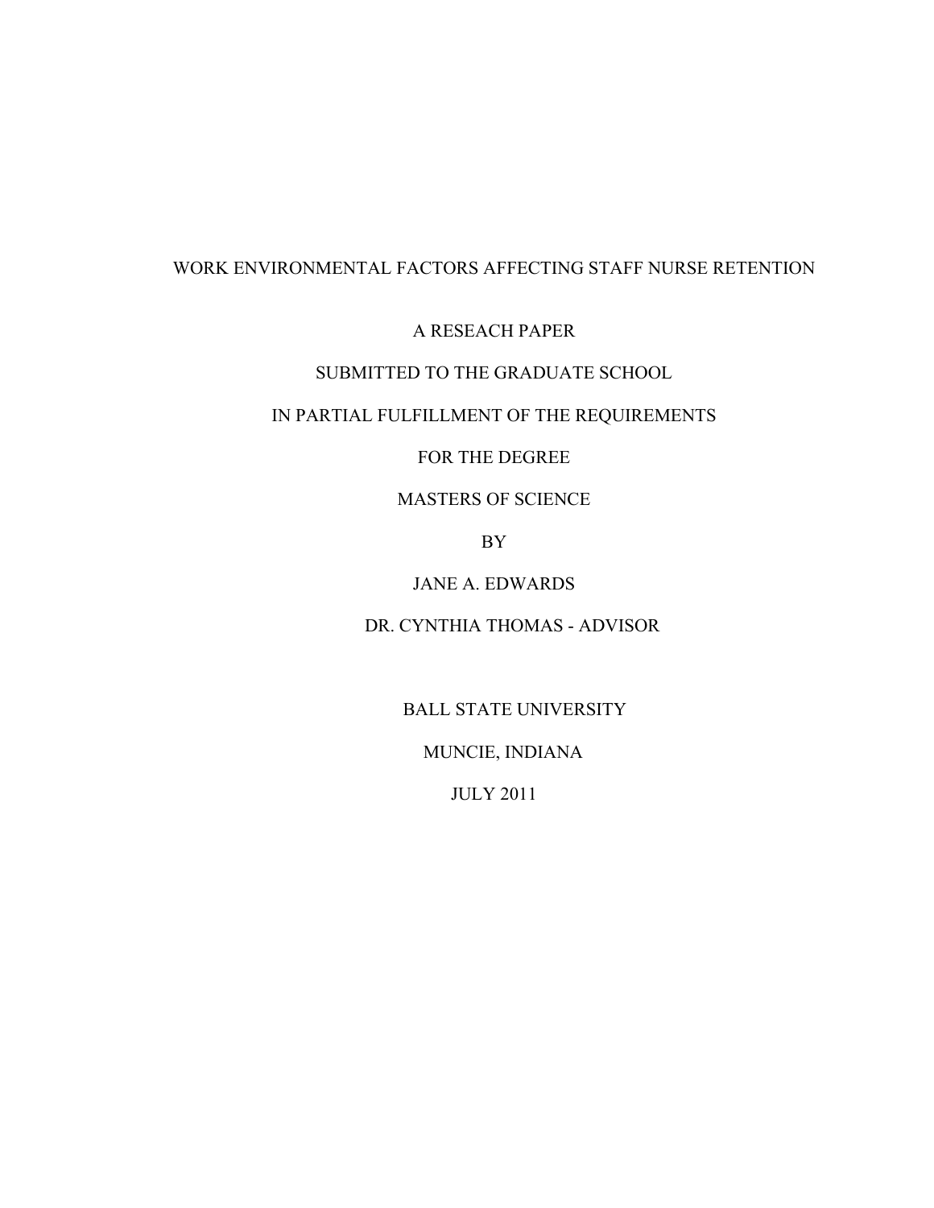# WORK ENVIRONMENTAL FACTORS AFFECTING STAFF NURSE RETENTION

A RESEACH PAPER

SUBMITTED TO THE GRADUATE SCHOOL

IN PARTIAL FULFILLMENT OF THE REQUIREMENTS

FOR THE DEGREE

MASTERS OF SCIENCE

BY

JANE A. EDWARDS

DR. CYNTHIA THOMAS - ADVISOR

BALL STATE UNIVERSITY

MUNCIE, INDIANA

JULY 2011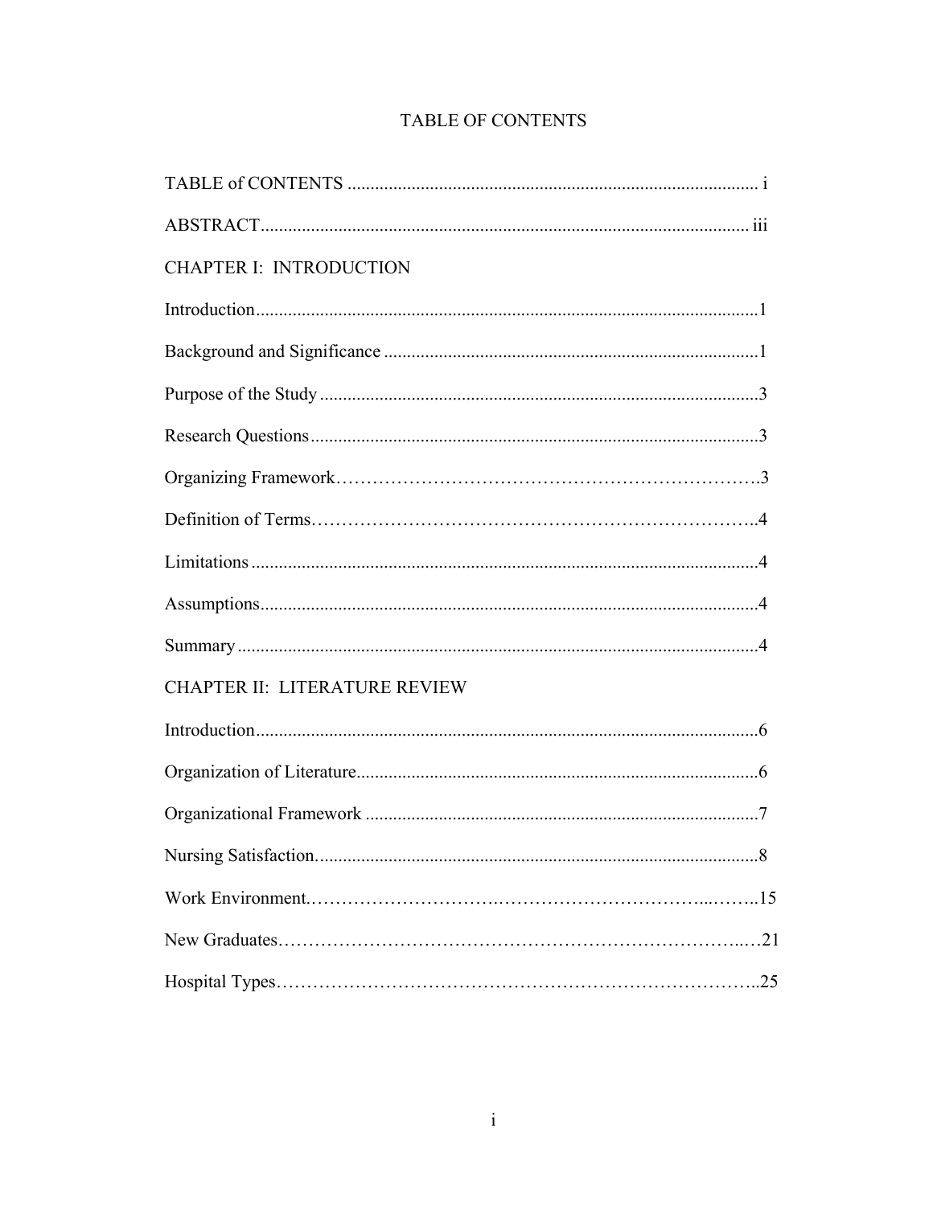# TABLE OF CONTENTS

TABLE of CONTENTS ........................................................................................ i

ABSTRACT......................................................................................................... iii

CHAPTER I: INTRODUCTION

Introduction..........................................................................................................1

Background and Significance ...............................................................................1

Purpose of the Study ............................................................................................3

Research Questions ..............................................................................................3

Organizing Framework……………………………………………………………….3

Definition of Terms……………………………………………………………….4

Limitations ...........................................................................................................4

Assumptions.........................................................................................................4

Summary ..............................................................................................................4

CHAPTER II: LITERATURE REVIEW

Introduction..........................................................................................................6

Organization of Literature.....................................................................................6

Organizational Framework ..................................................................................7

Nursing Satisfaction.............................................................................................8

Work Environment.…………………………..……………………………...……..15

New Graduates……………………………………………………………………..…21

Hospital Types……………………………………………………………………..25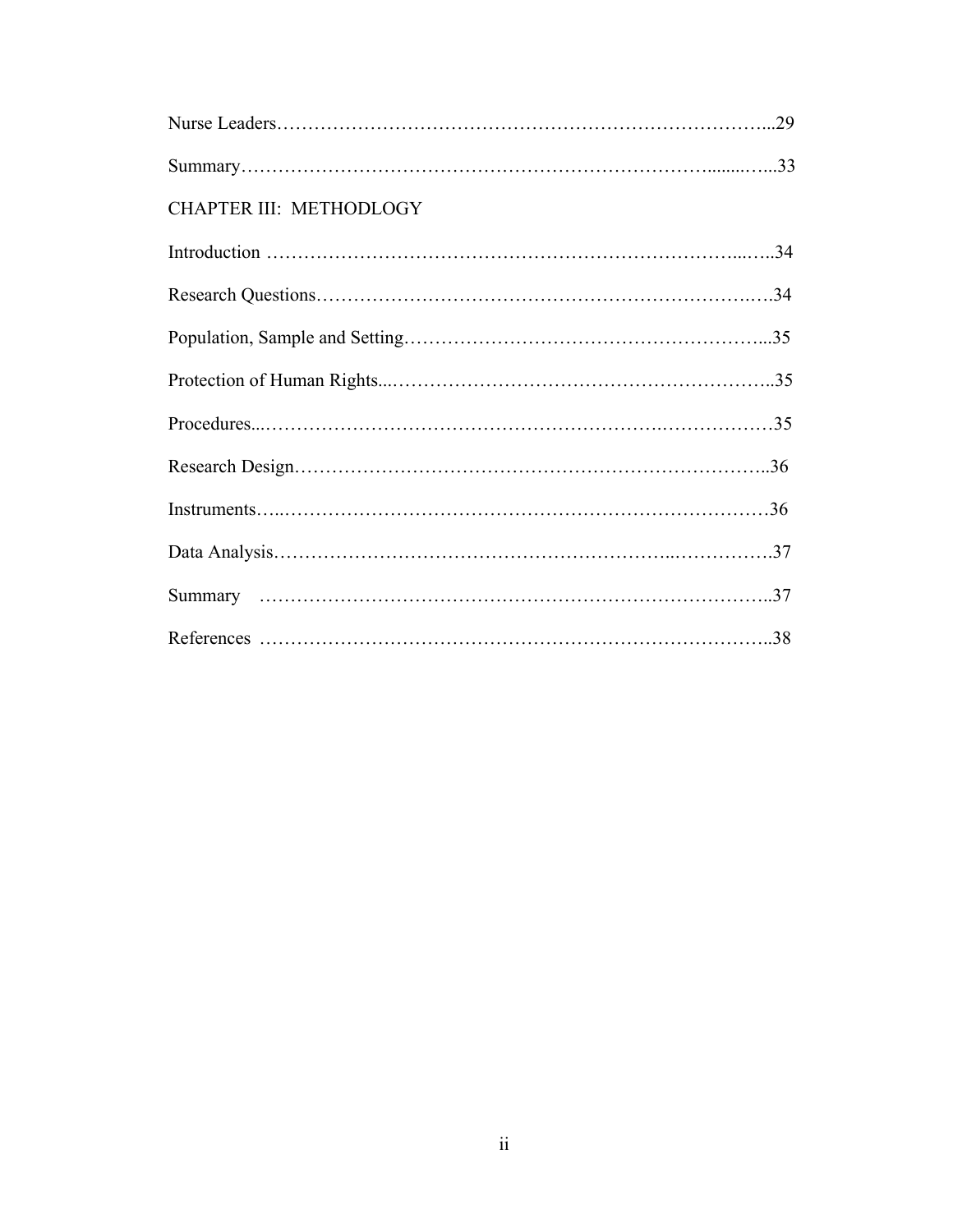Nurse Leaders……………………………………………………………………...29

Summary……………………………………………………………….......…...33

CHAPTER III: METHODLOGY

Introduction ………………………………………………………………...…..34

Research Questions…………….…………………….………….…………..….34

Population, Sample and Setting………………………………………………...35

Protection of Human Rights...…………………………………………………..35

Procedures...…………………………………………………….………………35

Research Design………………………………………………………………..36

Instruments…..……………………………………………………………………36

Data Analysis…………………………………………………..…………….37

Summary ……………………………………………………………………..37

References ……………………………………………………………………..38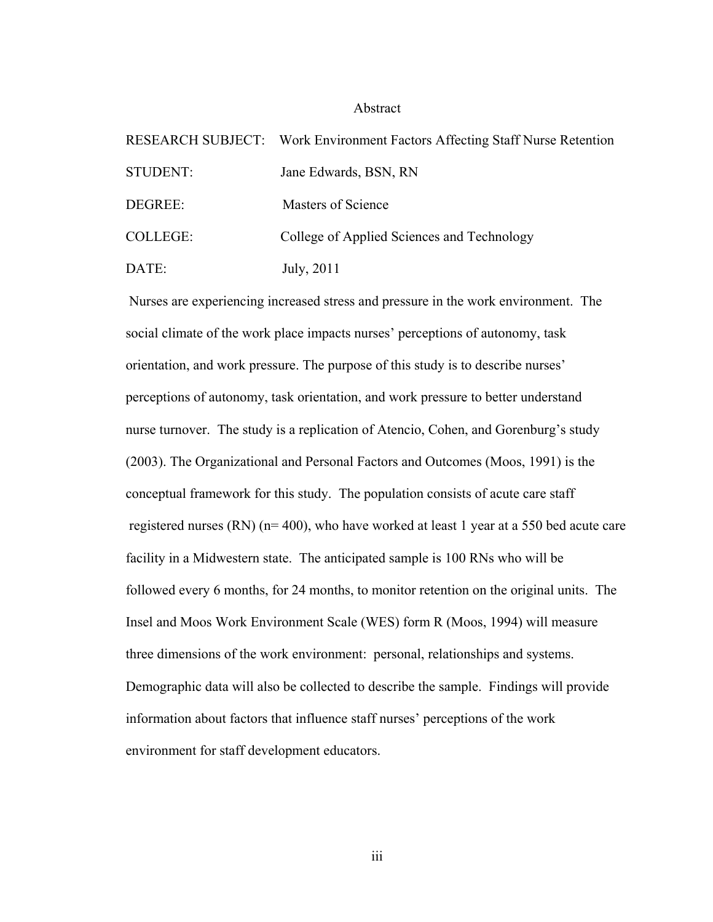# Abstract

RESEARCH SUBJECT: Work Environment Factors Affecting Staff Nurse Retention

STUDENT: Jane Edwards, BSN, RN

DEGREE: Masters of Science

COLLEGE: College of Applied Sciences and Technology

DATE: July, 2011

Nurses are experiencing increased stress and pressure in the work environment. The social climate of the work place impacts nurses' perceptions of autonomy, task orientation, and work pressure. The purpose of this study is to describe nurses' perceptions of autonomy, task orientation, and work pressure to better understand nurse turnover. The study is a replication of Atencio, Cohen, and Gorenburg's study (2003). The Organizational and Personal Factors and Outcomes (Moos, 1991) is the conceptual framework for this study. The population consists of acute care staff registered nurses (RN) (n= 400), who have worked at least 1 year at a 550 bed acute care facility in a Midwestern state. The anticipated sample is 100 RNs who will be followed every 6 months, for 24 months, to monitor retention on the original units. The Insel and Moos Work Environment Scale (WES) form R (Moos, 1994) will measure three dimensions of the work environment: personal, relationships and systems. Demographic data will also be collected to describe the sample. Findings will provide information about factors that influence staff nurses' perceptions of the work environment for staff development educators.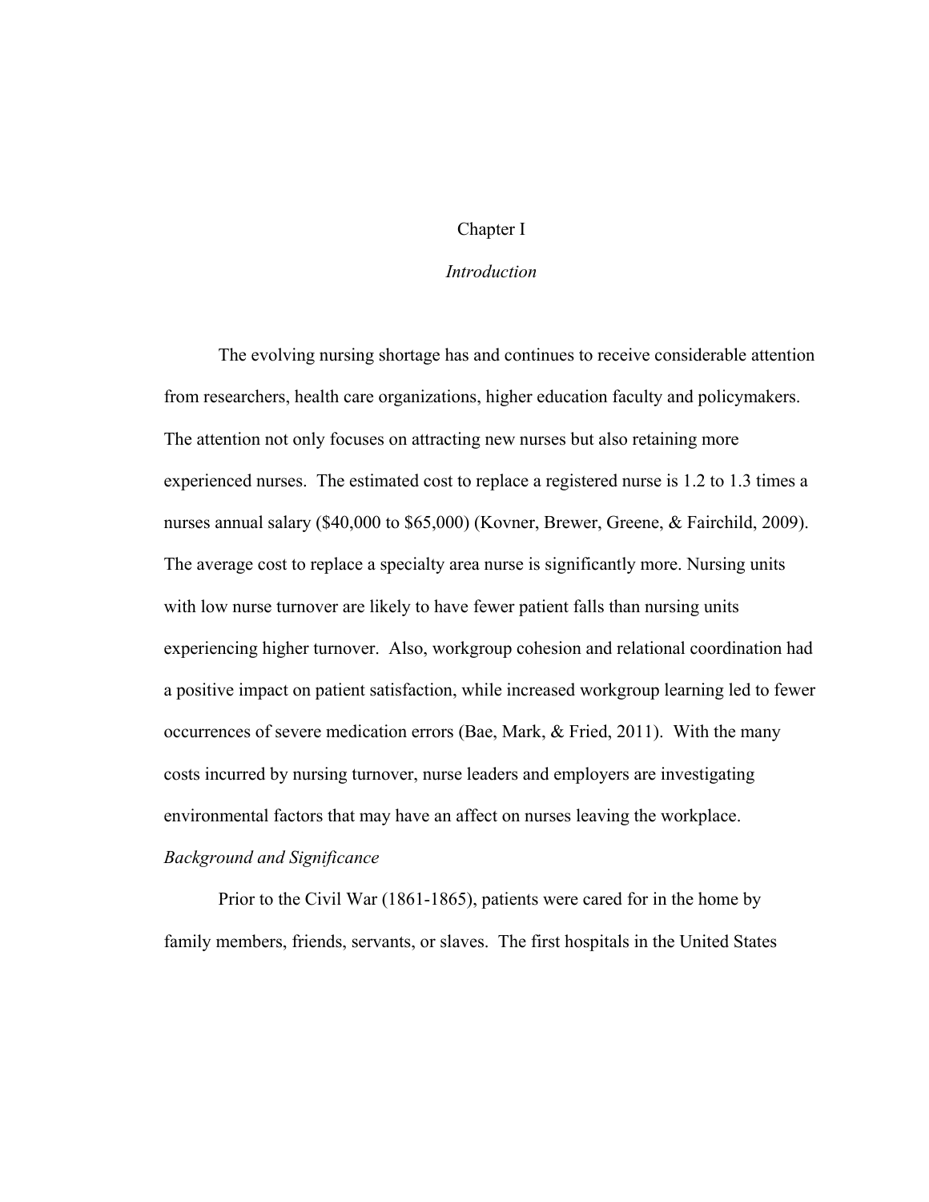# Chapter I

## *Introduction*

The evolving nursing shortage has and continues to receive considerable attention from researchers, health care organizations, higher education faculty and policymakers. The attention not only focuses on attracting new nurses but also retaining more experienced nurses. The estimated cost to replace a registered nurse is 1.2 to 1.3 times a nurses annual salary ($40,000 to $65,000) (Kovner, Brewer, Greene, & Fairchild, 2009). The average cost to replace a specialty area nurse is significantly more. Nursing units with low nurse turnover are likely to have fewer patient falls than nursing units experiencing higher turnover. Also, workgroup cohesion and relational coordination had a positive impact on patient satisfaction, while increased workgroup learning led to fewer occurrences of severe medication errors (Bae, Mark, & Fried, 2011). With the many costs incurred by nursing turnover, nurse leaders and employers are investigating environmental factors that may have an affect on nurses leaving the workplace.

### *Background and Significance*

Prior to the Civil War (1861-1865), patients were cared for in the home by family members, friends, servants, or slaves. The first hospitals in the United States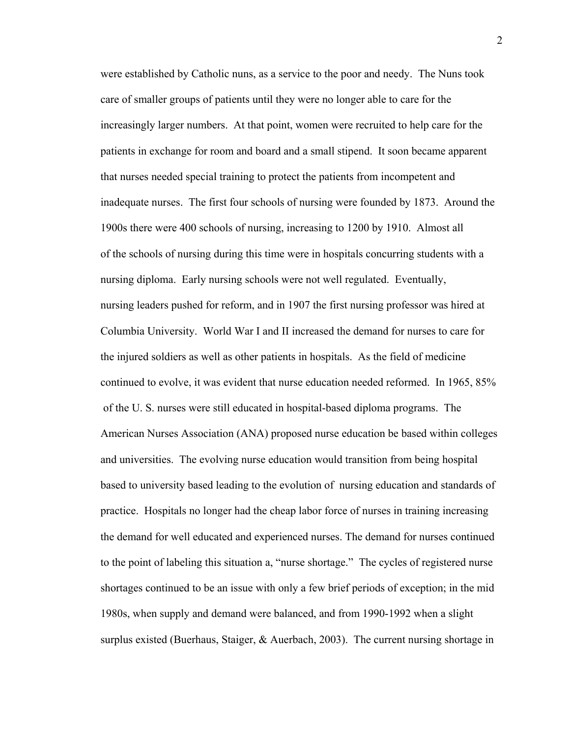were established by Catholic nuns, as a service to the poor and needy. The Nuns took care of smaller groups of patients until they were no longer able to care for the increasingly larger numbers. At that point, women were recruited to help care for the patients in exchange for room and board and a small stipend. It soon became apparent that nurses needed special training to protect the patients from incompetent and inadequate nurses. The first four schools of nursing were founded by 1873. Around the 1900s there were 400 schools of nursing, increasing to 1200 by 1910. Almost all of the schools of nursing during this time were in hospitals concurring students with a nursing diploma. Early nursing schools were not well regulated. Eventually, nursing leaders pushed for reform, and in 1907 the first nursing professor was hired at Columbia University. World War I and II increased the demand for nurses to care for the injured soldiers as well as other patients in hospitals. As the field of medicine continued to evolve, it was evident that nurse education needed reformed. In 1965, 85% of the U. S. nurses were still educated in hospital-based diploma programs. The American Nurses Association (ANA) proposed nurse education be based within colleges and universities. The evolving nurse education would transition from being hospital based to university based leading to the evolution of nursing education and standards of practice. Hospitals no longer had the cheap labor force of nurses in training increasing the demand for well educated and experienced nurses. The demand for nurses continued to the point of labeling this situation a, "nurse shortage." The cycles of registered nurse shortages continued to be an issue with only a few brief periods of exception; in the mid 1980s, when supply and demand were balanced, and from 1990-1992 when a slight surplus existed (Buerhaus, Staiger, & Auerbach, 2003). The current nursing shortage in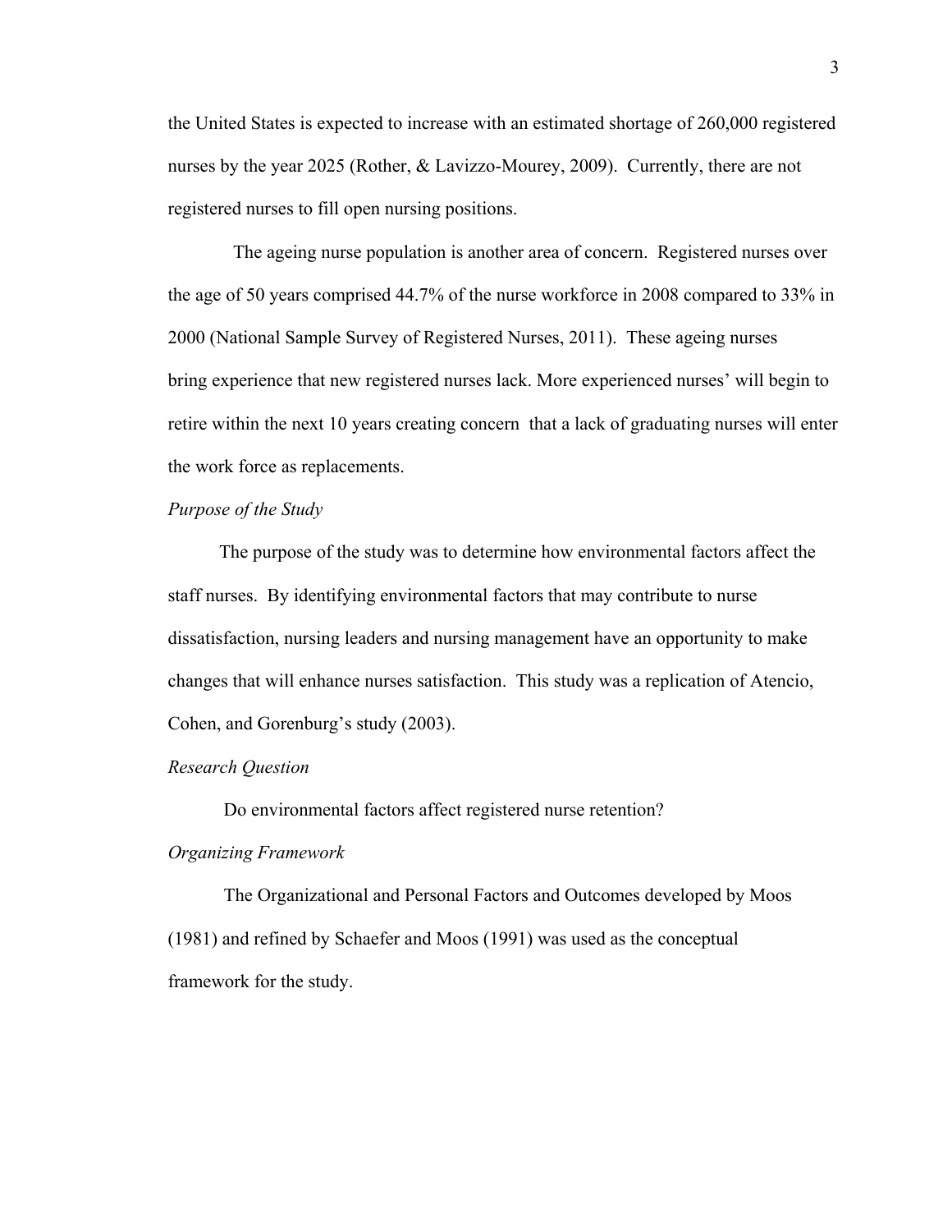the United States is expected to increase with an estimated shortage of 260,000 registered nurses by the year 2025 (Rother, & Lavizzo-Mourey, 2009). Currently, there are not registered nurses to fill open nursing positions.

The ageing nurse population is another area of concern. Registered nurses over the age of 50 years comprised 44.7% of the nurse workforce in 2008 compared to 33% in 2000 (National Sample Survey of Registered Nurses, 2011). These ageing nurses bring experience that new registered nurses lack. More experienced nurses' will begin to retire within the next 10 years creating concern that a lack of graduating nurses will enter the work force as replacements.

*Purpose of the Study*

The purpose of the study was to determine how environmental factors affect the staff nurses. By identifying environmental factors that may contribute to nurse dissatisfaction, nursing leaders and nursing management have an opportunity to make changes that will enhance nurses satisfaction. This study was a replication of Atencio, Cohen, and Gorenburg's study (2003).

*Research Question*

Do environmental factors affect registered nurse retention?

*Organizing Framework*

The Organizational and Personal Factors and Outcomes developed by Moos (1981) and refined by Schaefer and Moos (1991) was used as the conceptual framework for the study.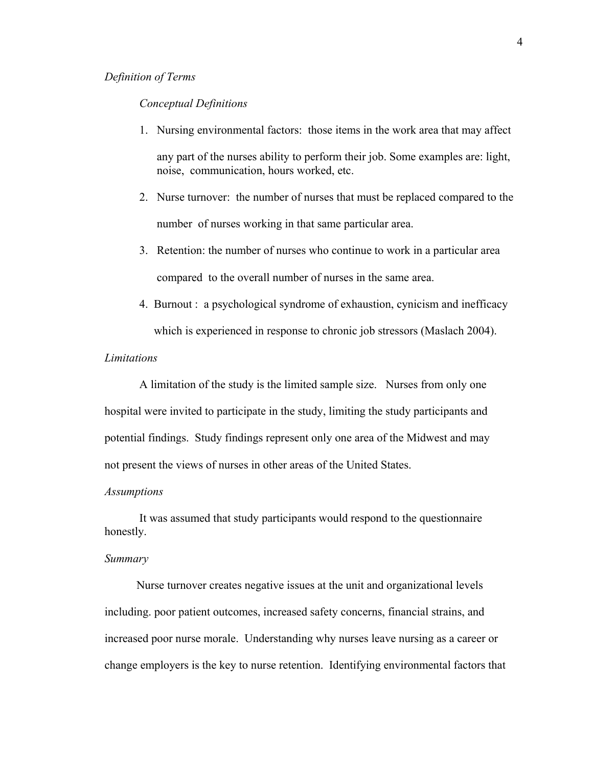*Definition of Terms*

*Conceptual Definitions*

1. Nursing environmental factors: those items in the work area that may affect any part of the nurses ability to perform their job. Some examples are: light, noise, communication, hours worked, etc.
2. Nurse turnover: the number of nurses that must be replaced compared to the number of nurses working in that same particular area.
3. Retention: the number of nurses who continue to work in a particular area compared to the overall number of nurses in the same area.
4. Burnout : a psychological syndrome of exhaustion, cynicism and inefficacy which is experienced in response to chronic job stressors (Maslach 2004).

*Limitations*

A limitation of the study is the limited sample size. Nurses from only one hospital were invited to participate in the study, limiting the study participants and potential findings. Study findings represent only one area of the Midwest and may not present the views of nurses in other areas of the United States.

*Assumptions*

It was assumed that study participants would respond to the questionnaire honestly.

*Summary*

Nurse turnover creates negative issues at the unit and organizational levels including. poor patient outcomes, increased safety concerns, financial strains, and increased poor nurse morale. Understanding why nurses leave nursing as a career or change employers is the key to nurse retention. Identifying environmental factors that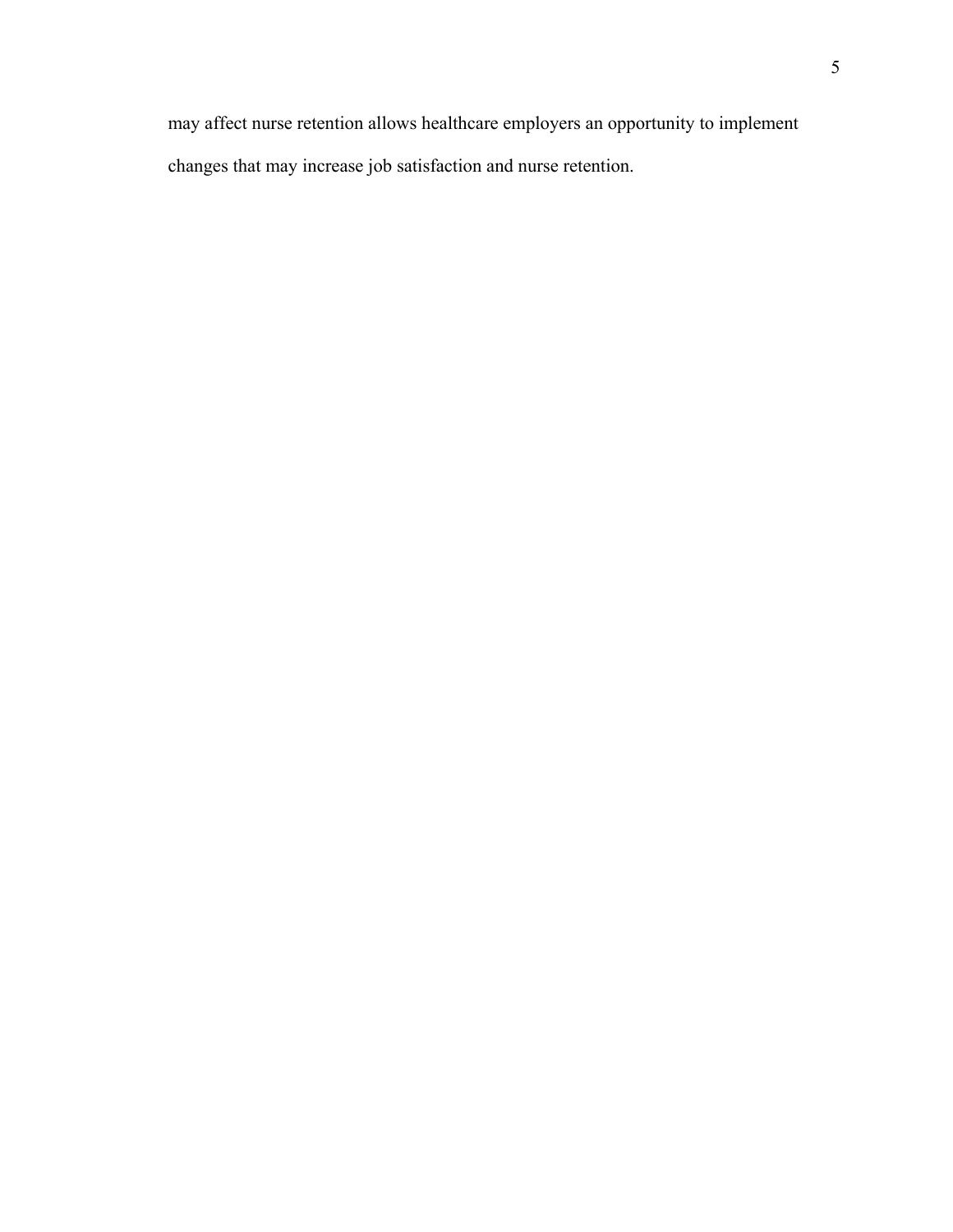may affect nurse retention allows healthcare employers an opportunity to implement changes that may increase job satisfaction and nurse retention.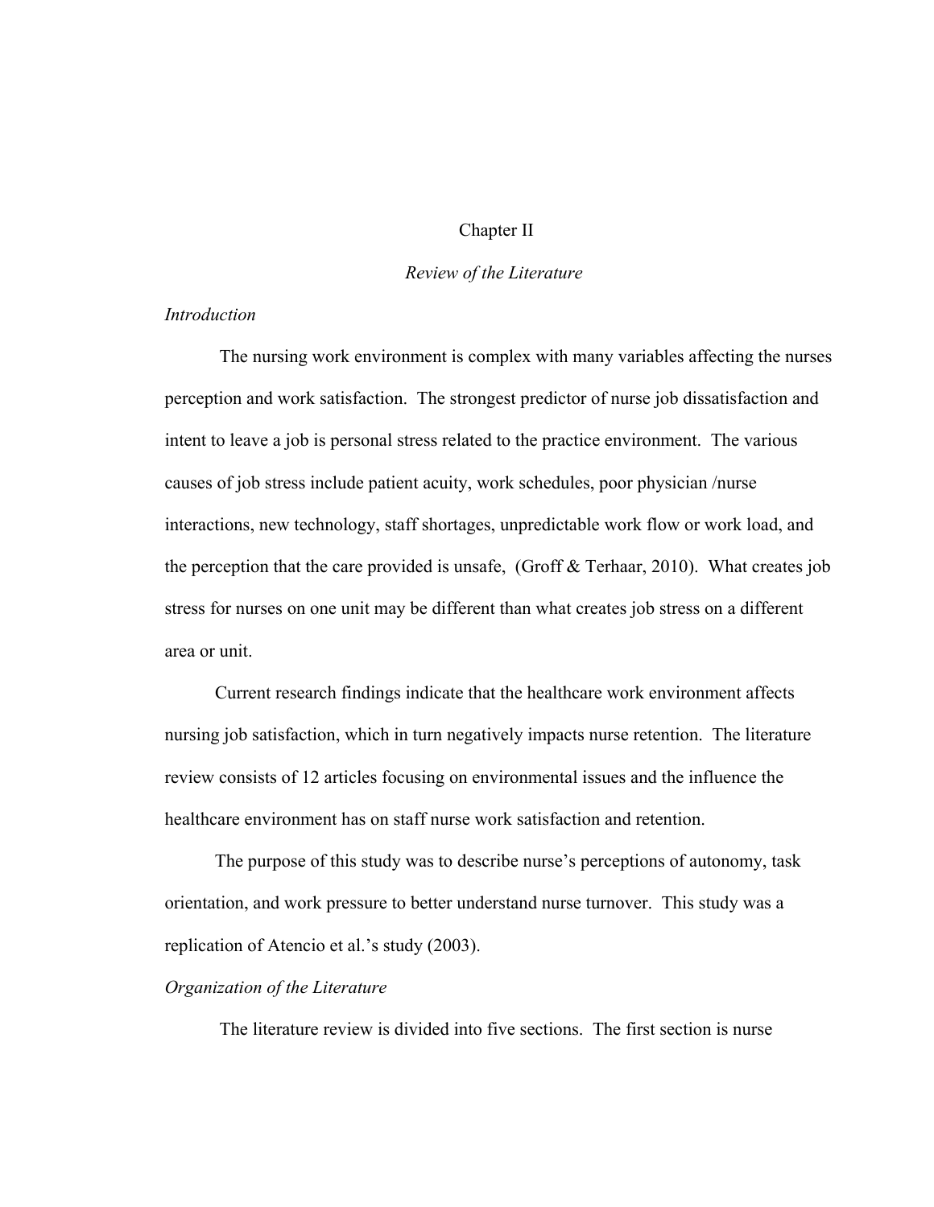# Chapter II

## *Review of the Literature*

### *Introduction*

The nursing work environment is complex with many variables affecting the nurses perception and work satisfaction. The strongest predictor of nurse job dissatisfaction and intent to leave a job is personal stress related to the practice environment. The various causes of job stress include patient acuity, work schedules, poor physician /nurse interactions, new technology, staff shortages, unpredictable work flow or work load, and the perception that the care provided is unsafe, (Groff & Terhaar, 2010). What creates job stress for nurses on one unit may be different than what creates job stress on a different area or unit.

Current research findings indicate that the healthcare work environment affects nursing job satisfaction, which in turn negatively impacts nurse retention. The literature review consists of 12 articles focusing on environmental issues and the influence the healthcare environment has on staff nurse work satisfaction and retention.

The purpose of this study was to describe nurse's perceptions of autonomy, task orientation, and work pressure to better understand nurse turnover. This study was a replication of Atencio et al.'s study (2003).

### *Organization of the Literature*

The literature review is divided into five sections. The first section is nurse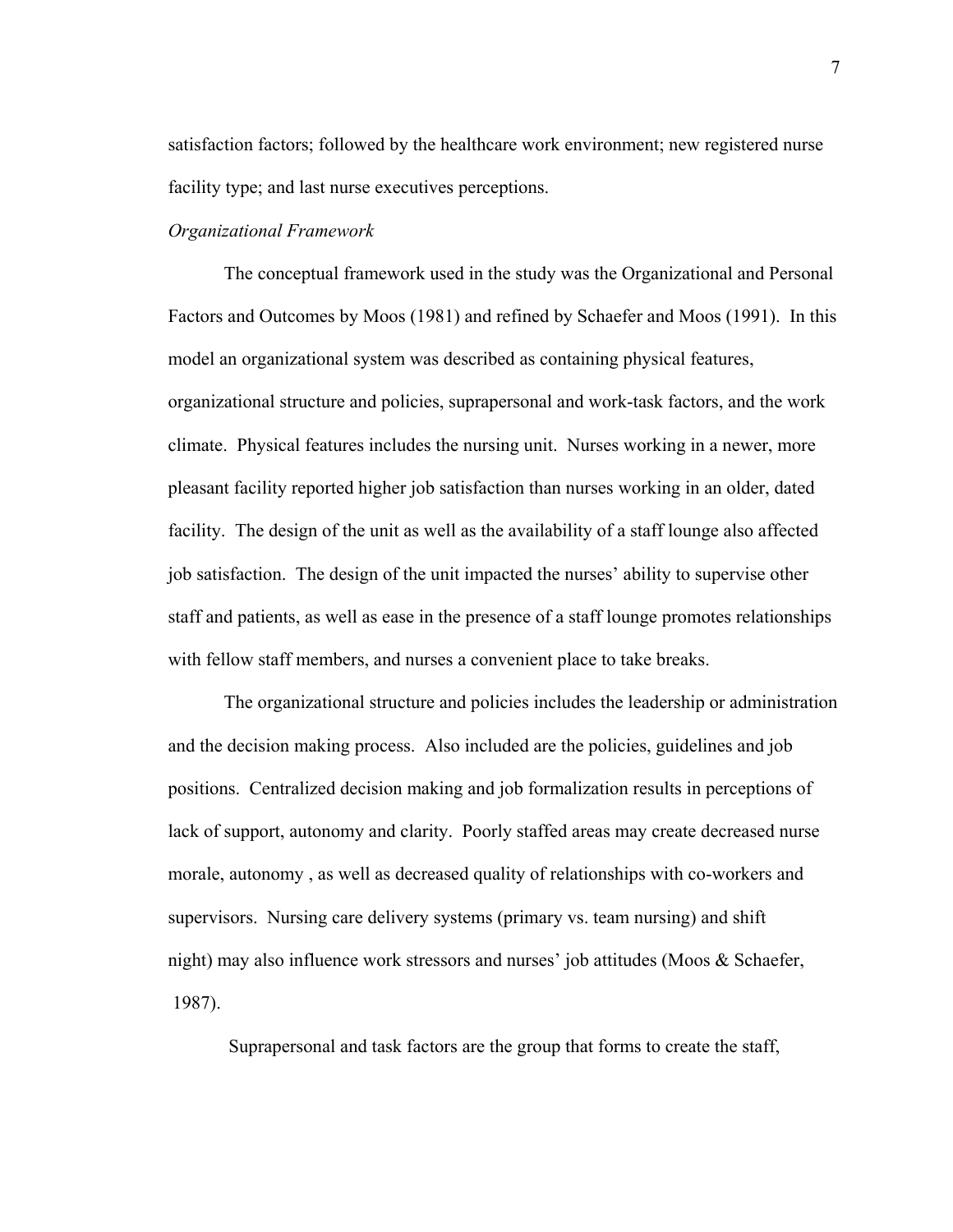satisfaction factors; followed by the healthcare work environment; new registered nurse facility type; and last nurse executives perceptions.

*Organizational Framework*

The conceptual framework used in the study was the Organizational and Personal Factors and Outcomes by Moos (1981) and refined by Schaefer and Moos (1991). In this model an organizational system was described as containing physical features, organizational structure and policies, suprapersonal and work-task factors, and the work climate. Physical features includes the nursing unit. Nurses working in a newer, more pleasant facility reported higher job satisfaction than nurses working in an older, dated facility. The design of the unit as well as the availability of a staff lounge also affected job satisfaction. The design of the unit impacted the nurses' ability to supervise other staff and patients, as well as ease in the presence of a staff lounge promotes relationships with fellow staff members, and nurses a convenient place to take breaks.

The organizational structure and policies includes the leadership or administration and the decision making process. Also included are the policies, guidelines and job positions. Centralized decision making and job formalization results in perceptions of lack of support, autonomy and clarity. Poorly staffed areas may create decreased nurse morale, autonomy , as well as decreased quality of relationships with co-workers and supervisors. Nursing care delivery systems (primary vs. team nursing) and shift night) may also influence work stressors and nurses' job attitudes (Moos & Schaefer, 1987).

Suprapersonal and task factors are the group that forms to create the staff,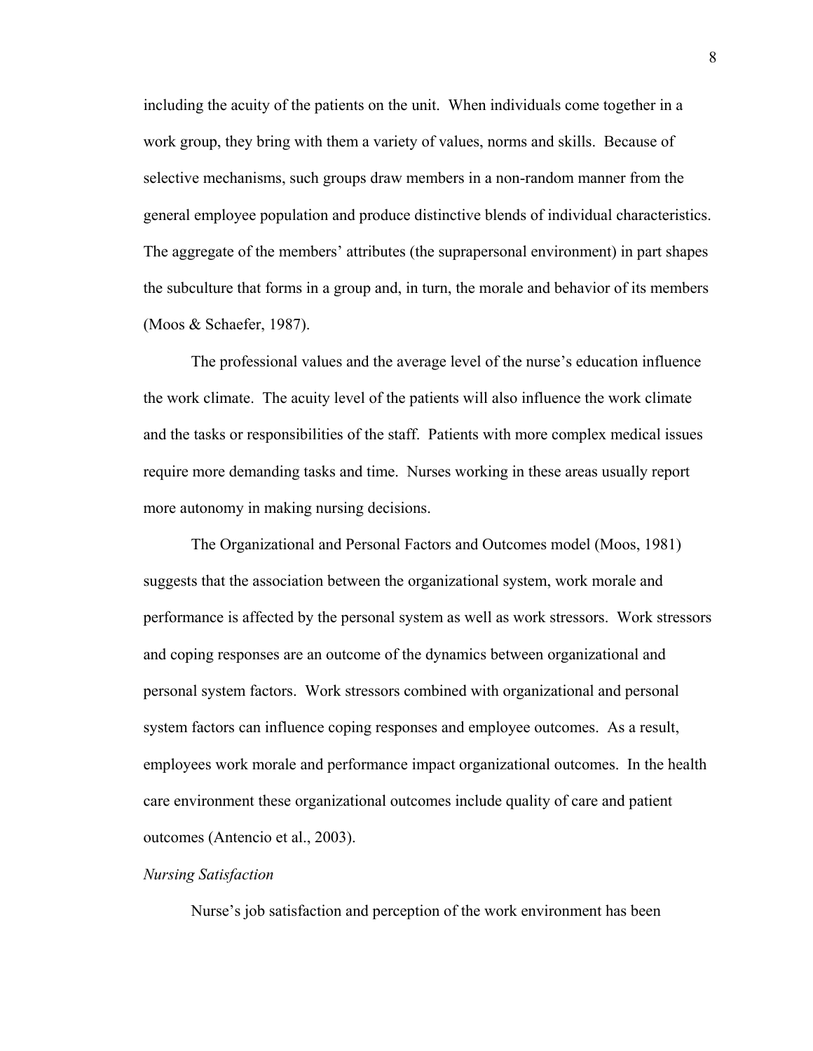including the acuity of the patients on the unit. When individuals come together in a work group, they bring with them a variety of values, norms and skills. Because of selective mechanisms, such groups draw members in a non-random manner from the general employee population and produce distinctive blends of individual characteristics. The aggregate of the members' attributes (the suprapersonal environment) in part shapes the subculture that forms in a group and, in turn, the morale and behavior of its members (Moos & Schaefer, 1987).

The professional values and the average level of the nurse's education influence the work climate. The acuity level of the patients will also influence the work climate and the tasks or responsibilities of the staff. Patients with more complex medical issues require more demanding tasks and time. Nurses working in these areas usually report more autonomy in making nursing decisions.

The Organizational and Personal Factors and Outcomes model (Moos, 1981) suggests that the association between the organizational system, work morale and performance is affected by the personal system as well as work stressors. Work stressors and coping responses are an outcome of the dynamics between organizational and personal system factors. Work stressors combined with organizational and personal system factors can influence coping responses and employee outcomes. As a result, employees work morale and performance impact organizational outcomes. In the health care environment these organizational outcomes include quality of care and patient outcomes (Antencio et al., 2003).

*Nursing Satisfaction*

Nurse's job satisfaction and perception of the work environment has been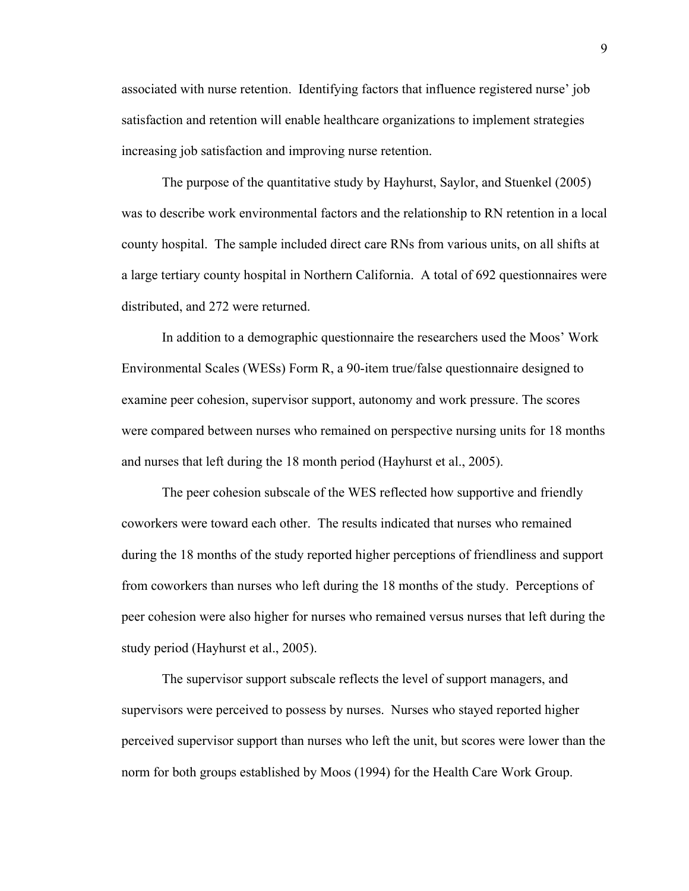associated with nurse retention. Identifying factors that influence registered nurse' job satisfaction and retention will enable healthcare organizations to implement strategies increasing job satisfaction and improving nurse retention.

The purpose of the quantitative study by Hayhurst, Saylor, and Stuenkel (2005) was to describe work environmental factors and the relationship to RN retention in a local county hospital. The sample included direct care RNs from various units, on all shifts at a large tertiary county hospital in Northern California. A total of 692 questionnaires were distributed, and 272 were returned.

In addition to a demographic questionnaire the researchers used the Moos' Work Environmental Scales (WESs) Form R, a 90-item true/false questionnaire designed to examine peer cohesion, supervisor support, autonomy and work pressure. The scores were compared between nurses who remained on perspective nursing units for 18 months and nurses that left during the 18 month period (Hayhurst et al., 2005).

The peer cohesion subscale of the WES reflected how supportive and friendly coworkers were toward each other. The results indicated that nurses who remained during the 18 months of the study reported higher perceptions of friendliness and support from coworkers than nurses who left during the 18 months of the study. Perceptions of peer cohesion were also higher for nurses who remained versus nurses that left during the study period (Hayhurst et al., 2005).

The supervisor support subscale reflects the level of support managers, and supervisors were perceived to possess by nurses. Nurses who stayed reported higher perceived supervisor support than nurses who left the unit, but scores were lower than the norm for both groups established by Moos (1994) for the Health Care Work Group.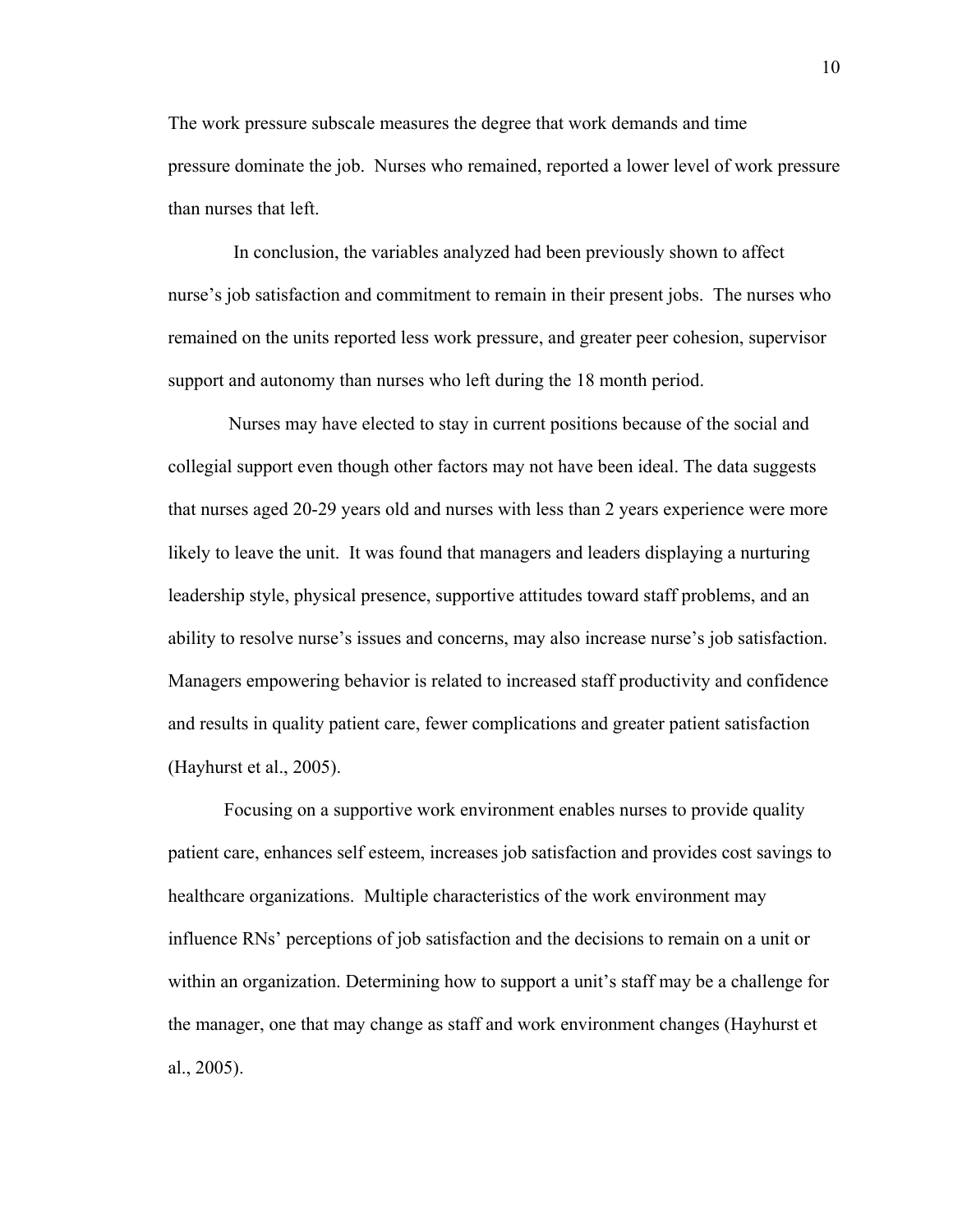The work pressure subscale measures the degree that work demands and time pressure dominate the job. Nurses who remained, reported a lower level of work pressure than nurses that left.

In conclusion, the variables analyzed had been previously shown to affect nurse's job satisfaction and commitment to remain in their present jobs. The nurses who remained on the units reported less work pressure, and greater peer cohesion, supervisor support and autonomy than nurses who left during the 18 month period.

Nurses may have elected to stay in current positions because of the social and collegial support even though other factors may not have been ideal. The data suggests that nurses aged 20-29 years old and nurses with less than 2 years experience were more likely to leave the unit. It was found that managers and leaders displaying a nurturing leadership style, physical presence, supportive attitudes toward staff problems, and an ability to resolve nurse's issues and concerns, may also increase nurse's job satisfaction. Managers empowering behavior is related to increased staff productivity and confidence and results in quality patient care, fewer complications and greater patient satisfaction (Hayhurst et al., 2005).

Focusing on a supportive work environment enables nurses to provide quality patient care, enhances self esteem, increases job satisfaction and provides cost savings to healthcare organizations. Multiple characteristics of the work environment may influence RNs' perceptions of job satisfaction and the decisions to remain on a unit or within an organization. Determining how to support a unit's staff may be a challenge for the manager, one that may change as staff and work environment changes (Hayhurst et al., 2005).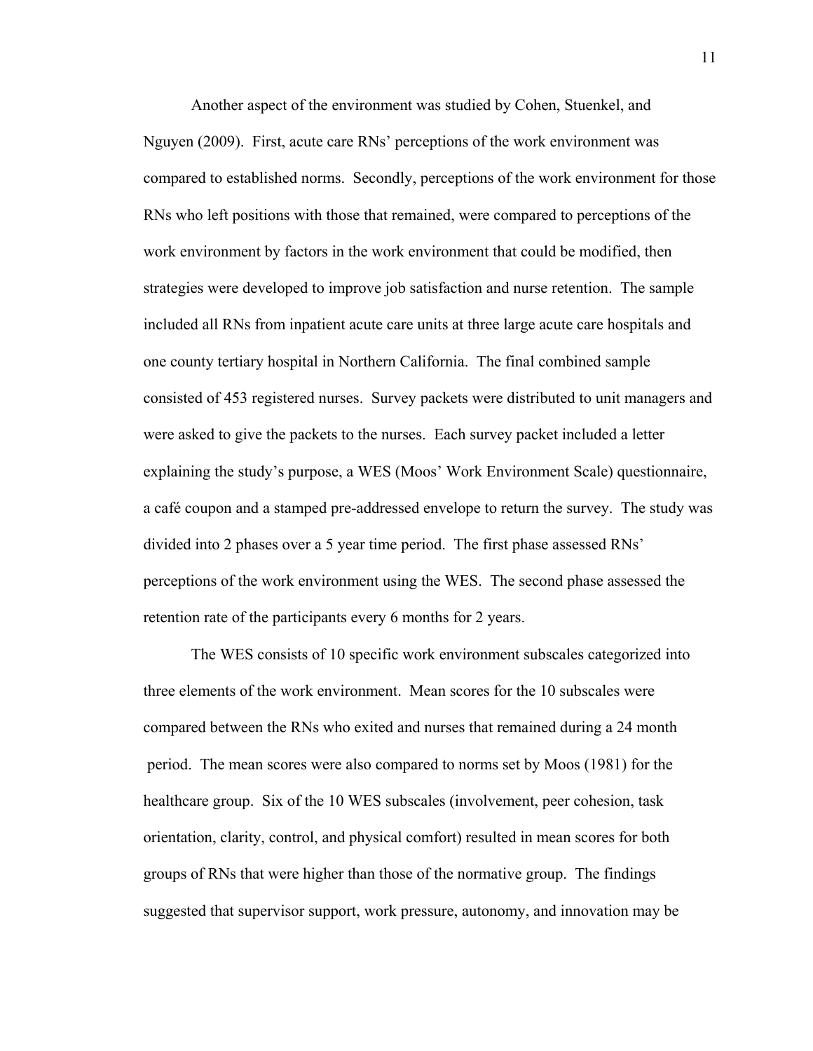Another aspect of the environment was studied by Cohen, Stuenkel, and Nguyen (2009). First, acute care RNs' perceptions of the work environment was compared to established norms. Secondly, perceptions of the work environment for those RNs who left positions with those that remained, were compared to perceptions of the work environment by factors in the work environment that could be modified, then strategies were developed to improve job satisfaction and nurse retention. The sample included all RNs from inpatient acute care units at three large acute care hospitals and one county tertiary hospital in Northern California. The final combined sample consisted of 453 registered nurses. Survey packets were distributed to unit managers and were asked to give the packets to the nurses. Each survey packet included a letter explaining the study's purpose, a WES (Moos' Work Environment Scale) questionnaire, a café coupon and a stamped pre-addressed envelope to return the survey. The study was divided into 2 phases over a 5 year time period. The first phase assessed RNs' perceptions of the work environment using the WES. The second phase assessed the retention rate of the participants every 6 months for 2 years.

The WES consists of 10 specific work environment subscales categorized into three elements of the work environment. Mean scores for the 10 subscales were compared between the RNs who exited and nurses that remained during a 24 month period. The mean scores were also compared to norms set by Moos (1981) for the healthcare group. Six of the 10 WES subscales (involvement, peer cohesion, task orientation, clarity, control, and physical comfort) resulted in mean scores for both groups of RNs that were higher than those of the normative group. The findings suggested that supervisor support, work pressure, autonomy, and innovation may be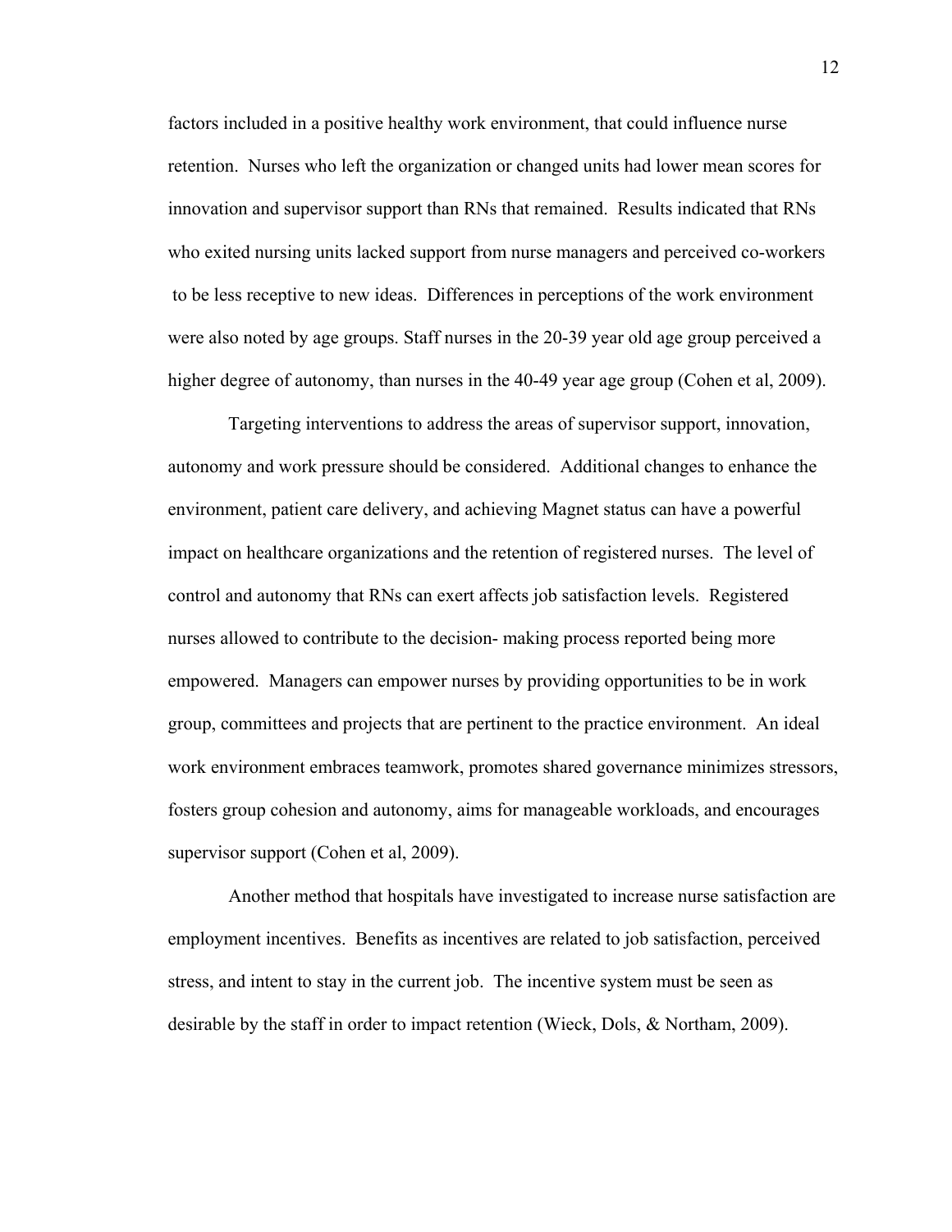factors included in a positive healthy work environment, that could influence nurse retention. Nurses who left the organization or changed units had lower mean scores for innovation and supervisor support than RNs that remained. Results indicated that RNs who exited nursing units lacked support from nurse managers and perceived co-workers to be less receptive to new ideas. Differences in perceptions of the work environment were also noted by age groups. Staff nurses in the 20-39 year old age group perceived a higher degree of autonomy, than nurses in the 40-49 year age group (Cohen et al, 2009).

Targeting interventions to address the areas of supervisor support, innovation, autonomy and work pressure should be considered. Additional changes to enhance the environment, patient care delivery, and achieving Magnet status can have a powerful impact on healthcare organizations and the retention of registered nurses. The level of control and autonomy that RNs can exert affects job satisfaction levels. Registered nurses allowed to contribute to the decision- making process reported being more empowered. Managers can empower nurses by providing opportunities to be in work group, committees and projects that are pertinent to the practice environment. An ideal work environment embraces teamwork, promotes shared governance minimizes stressors, fosters group cohesion and autonomy, aims for manageable workloads, and encourages supervisor support (Cohen et al, 2009).

Another method that hospitals have investigated to increase nurse satisfaction are employment incentives. Benefits as incentives are related to job satisfaction, perceived stress, and intent to stay in the current job. The incentive system must be seen as desirable by the staff in order to impact retention (Wieck, Dols, & Northam, 2009).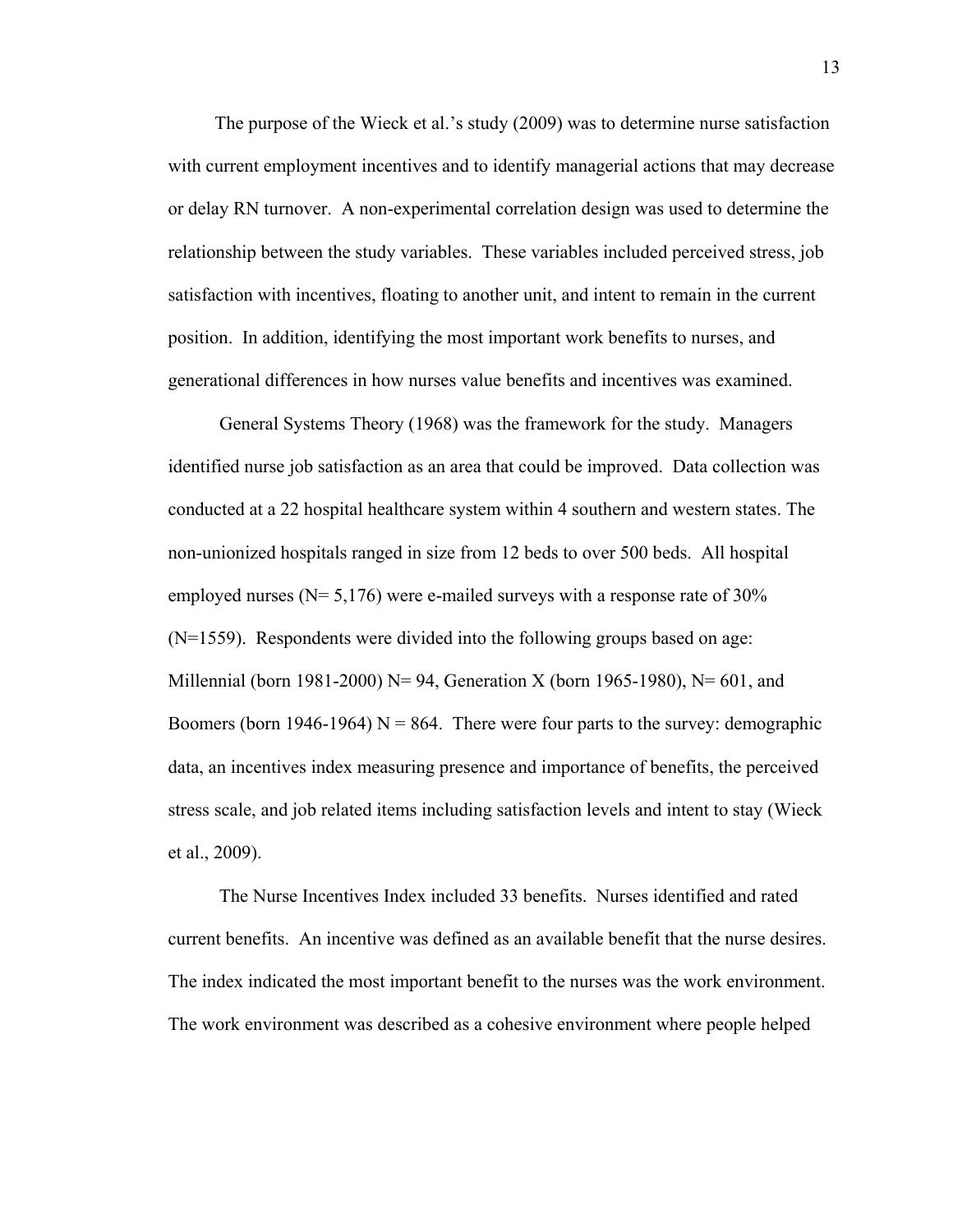The purpose of the Wieck et al.'s study (2009) was to determine nurse satisfaction with current employment incentives and to identify managerial actions that may decrease or delay RN turnover. A non-experimental correlation design was used to determine the relationship between the study variables. These variables included perceived stress, job satisfaction with incentives, floating to another unit, and intent to remain in the current position. In addition, identifying the most important work benefits to nurses, and generational differences in how nurses value benefits and incentives was examined.

General Systems Theory (1968) was the framework for the study. Managers identified nurse job satisfaction as an area that could be improved. Data collection was conducted at a 22 hospital healthcare system within 4 southern and western states. The non-unionized hospitals ranged in size from 12 beds to over 500 beds. All hospital employed nurses (N= 5,176) were e-mailed surveys with a response rate of 30% (N=1559). Respondents were divided into the following groups based on age: Millennial (born 1981-2000) N= 94, Generation X (born 1965-1980), N= 601, and Boomers (born 1946-1964) N = 864. There were four parts to the survey: demographic data, an incentives index measuring presence and importance of benefits, the perceived stress scale, and job related items including satisfaction levels and intent to stay (Wieck et al., 2009).

The Nurse Incentives Index included 33 benefits. Nurses identified and rated current benefits. An incentive was defined as an available benefit that the nurse desires. The index indicated the most important benefit to the nurses was the work environment. The work environment was described as a cohesive environment where people helped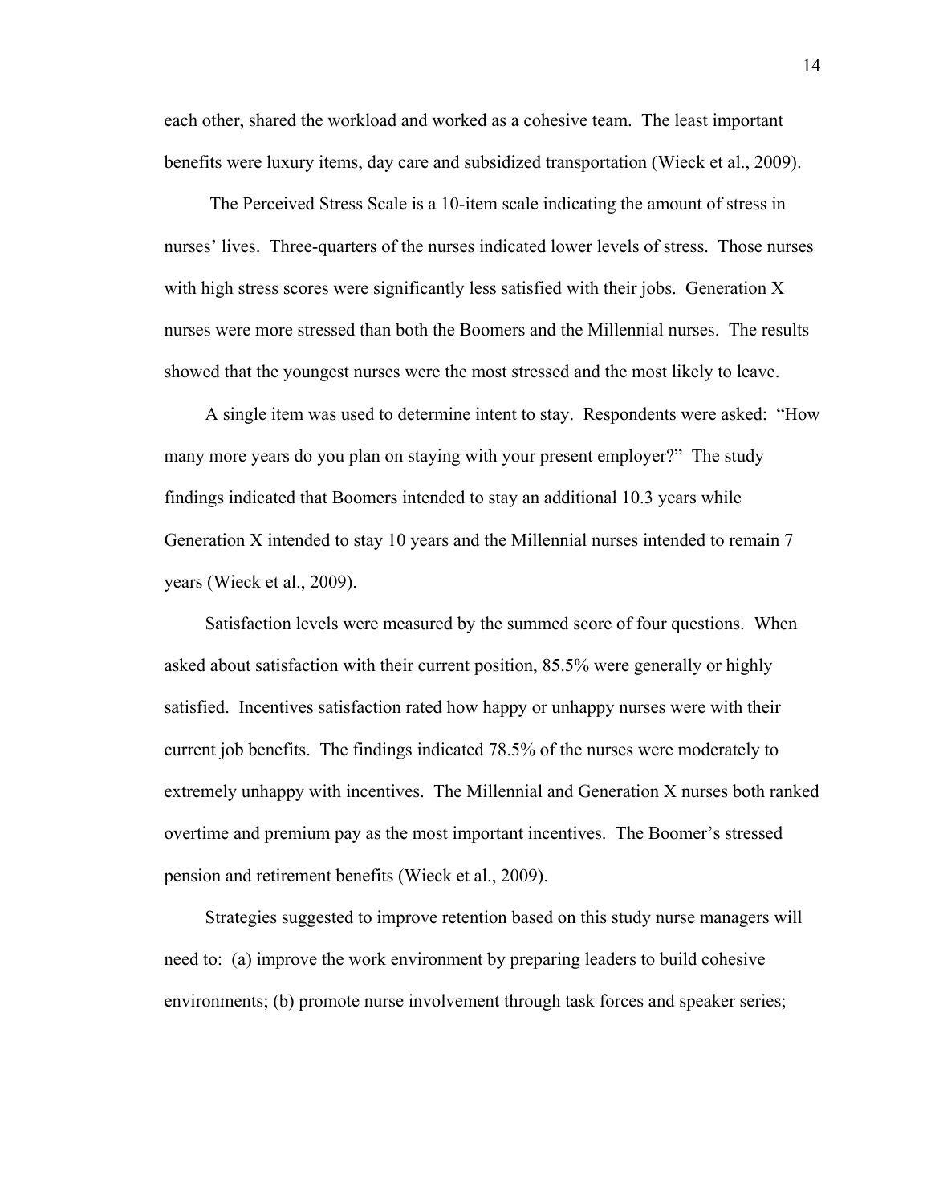each other, shared the workload and worked as a cohesive team. The least important benefits were luxury items, day care and subsidized transportation (Wieck et al., 2009).

The Perceived Stress Scale is a 10-item scale indicating the amount of stress in nurses' lives. Three-quarters of the nurses indicated lower levels of stress. Those nurses with high stress scores were significantly less satisfied with their jobs. Generation X nurses were more stressed than both the Boomers and the Millennial nurses. The results showed that the youngest nurses were the most stressed and the most likely to leave.

A single item was used to determine intent to stay. Respondents were asked: "How many more years do you plan on staying with your present employer?" The study findings indicated that Boomers intended to stay an additional 10.3 years while Generation X intended to stay 10 years and the Millennial nurses intended to remain 7 years (Wieck et al., 2009).

Satisfaction levels were measured by the summed score of four questions. When asked about satisfaction with their current position, 85.5% were generally or highly satisfied. Incentives satisfaction rated how happy or unhappy nurses were with their current job benefits. The findings indicated 78.5% of the nurses were moderately to extremely unhappy with incentives. The Millennial and Generation X nurses both ranked overtime and premium pay as the most important incentives. The Boomer's stressed pension and retirement benefits (Wieck et al., 2009).

Strategies suggested to improve retention based on this study nurse managers will need to: (a) improve the work environment by preparing leaders to build cohesive environments; (b) promote nurse involvement through task forces and speaker series;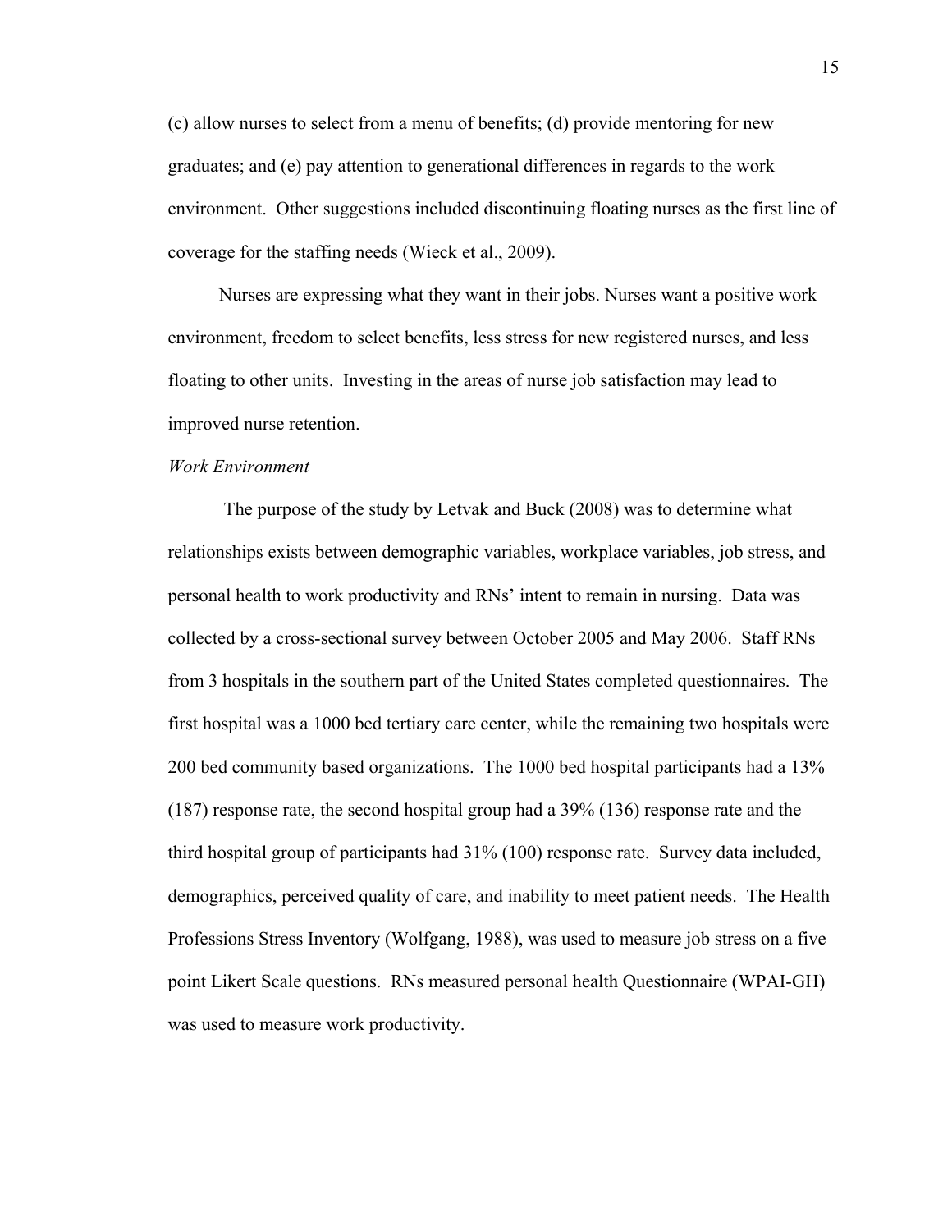(c) allow nurses to select from a menu of benefits; (d) provide mentoring for new graduates; and (e) pay attention to generational differences in regards to the work environment. Other suggestions included discontinuing floating nurses as the first line of coverage for the staffing needs (Wieck et al., 2009).

Nurses are expressing what they want in their jobs. Nurses want a positive work environment, freedom to select benefits, less stress for new registered nurses, and less floating to other units. Investing in the areas of nurse job satisfaction may lead to improved nurse retention.

*Work Environment*

The purpose of the study by Letvak and Buck (2008) was to determine what relationships exists between demographic variables, workplace variables, job stress, and personal health to work productivity and RNs' intent to remain in nursing. Data was collected by a cross-sectional survey between October 2005 and May 2006. Staff RNs from 3 hospitals in the southern part of the United States completed questionnaires. The first hospital was a 1000 bed tertiary care center, while the remaining two hospitals were 200 bed community based organizations. The 1000 bed hospital participants had a 13% (187) response rate, the second hospital group had a 39% (136) response rate and the third hospital group of participants had 31% (100) response rate. Survey data included, demographics, perceived quality of care, and inability to meet patient needs. The Health Professions Stress Inventory (Wolfgang, 1988), was used to measure job stress on a five point Likert Scale questions. RNs measured personal health Questionnaire (WPAI-GH) was used to measure work productivity.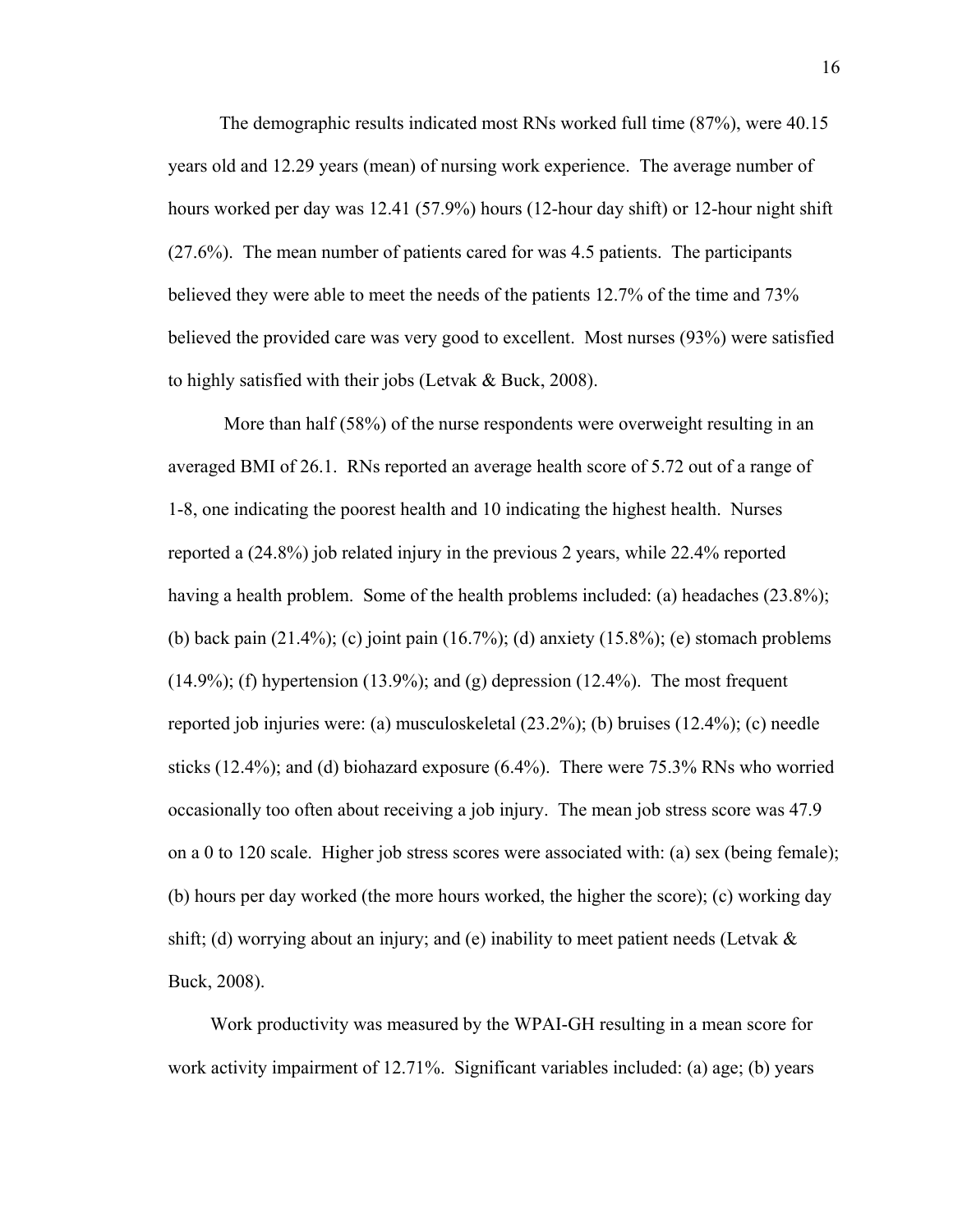The demographic results indicated most RNs worked full time (87%), were 40.15 years old and 12.29 years (mean) of nursing work experience. The average number of hours worked per day was 12.41 (57.9%) hours (12-hour day shift) or 12-hour night shift (27.6%). The mean number of patients cared for was 4.5 patients. The participants believed they were able to meet the needs of the patients 12.7% of the time and 73% believed the provided care was very good to excellent. Most nurses (93%) were satisfied to highly satisfied with their jobs (Letvak & Buck, 2008).

More than half (58%) of the nurse respondents were overweight resulting in an averaged BMI of 26.1. RNs reported an average health score of 5.72 out of a range of 1-8, one indicating the poorest health and 10 indicating the highest health. Nurses reported a (24.8%) job related injury in the previous 2 years, while 22.4% reported having a health problem. Some of the health problems included: (a) headaches (23.8%); (b) back pain (21.4%); (c) joint pain (16.7%); (d) anxiety (15.8%); (e) stomach problems (14.9%); (f) hypertension (13.9%); and (g) depression (12.4%). The most frequent reported job injuries were: (a) musculoskeletal (23.2%); (b) bruises (12.4%); (c) needle sticks (12.4%); and (d) biohazard exposure (6.4%). There were 75.3% RNs who worried occasionally too often about receiving a job injury. The mean job stress score was 47.9 on a 0 to 120 scale. Higher job stress scores were associated with: (a) sex (being female); (b) hours per day worked (the more hours worked, the higher the score); (c) working day shift; (d) worrying about an injury; and (e) inability to meet patient needs (Letvak & Buck, 2008).

Work productivity was measured by the WPAI-GH resulting in a mean score for work activity impairment of 12.71%. Significant variables included: (a) age; (b) years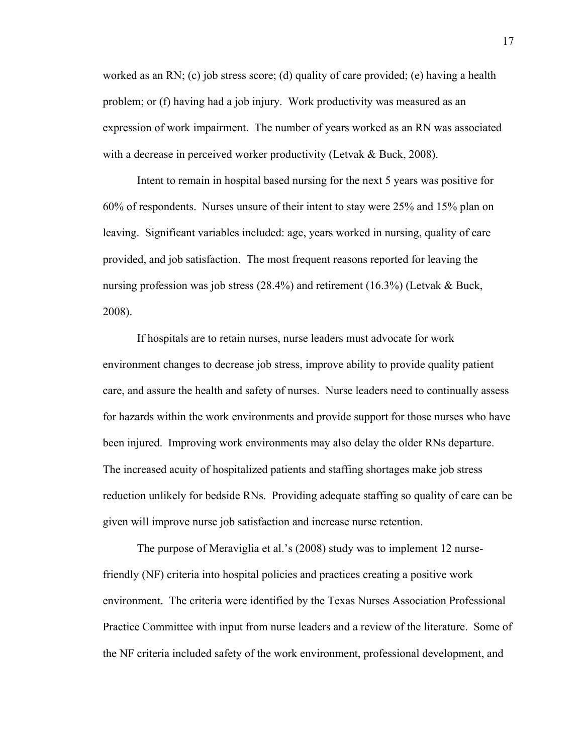worked as an RN; (c) job stress score; (d) quality of care provided; (e) having a health problem; or (f) having had a job injury. Work productivity was measured as an expression of work impairment. The number of years worked as an RN was associated with a decrease in perceived worker productivity (Letvak & Buck, 2008).

Intent to remain in hospital based nursing for the next 5 years was positive for 60% of respondents. Nurses unsure of their intent to stay were 25% and 15% plan on leaving. Significant variables included: age, years worked in nursing, quality of care provided, and job satisfaction. The most frequent reasons reported for leaving the nursing profession was job stress (28.4%) and retirement (16.3%) (Letvak & Buck, 2008).

If hospitals are to retain nurses, nurse leaders must advocate for work environment changes to decrease job stress, improve ability to provide quality patient care, and assure the health and safety of nurses. Nurse leaders need to continually assess for hazards within the work environments and provide support for those nurses who have been injured. Improving work environments may also delay the older RNs departure. The increased acuity of hospitalized patients and staffing shortages make job stress reduction unlikely for bedside RNs. Providing adequate staffing so quality of care can be given will improve nurse job satisfaction and increase nurse retention.

The purpose of Meraviglia et al.'s (2008) study was to implement 12 nurse-friendly (NF) criteria into hospital policies and practices creating a positive work environment. The criteria were identified by the Texas Nurses Association Professional Practice Committee with input from nurse leaders and a review of the literature. Some of the NF criteria included safety of the work environment, professional development, and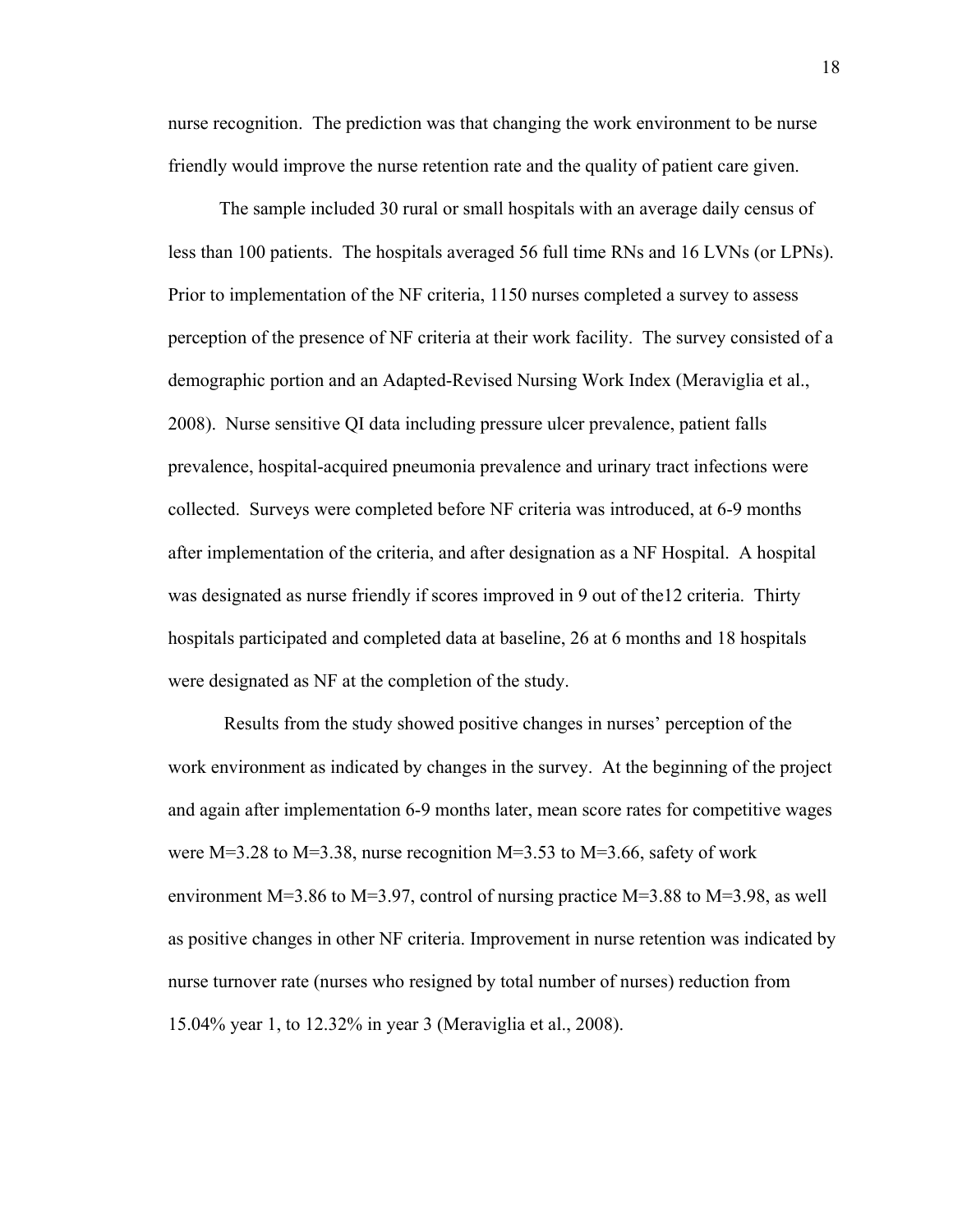nurse recognition. The prediction was that changing the work environment to be nurse friendly would improve the nurse retention rate and the quality of patient care given.

The sample included 30 rural or small hospitals with an average daily census of less than 100 patients. The hospitals averaged 56 full time RNs and 16 LVNs (or LPNs). Prior to implementation of the NF criteria, 1150 nurses completed a survey to assess perception of the presence of NF criteria at their work facility. The survey consisted of a demographic portion and an Adapted-Revised Nursing Work Index (Meraviglia et al., 2008). Nurse sensitive QI data including pressure ulcer prevalence, patient falls prevalence, hospital-acquired pneumonia prevalence and urinary tract infections were collected. Surveys were completed before NF criteria was introduced, at 6-9 months after implementation of the criteria, and after designation as a NF Hospital. A hospital was designated as nurse friendly if scores improved in 9 out of the12 criteria. Thirty hospitals participated and completed data at baseline, 26 at 6 months and 18 hospitals were designated as NF at the completion of the study.

Results from the study showed positive changes in nurses' perception of the work environment as indicated by changes in the survey. At the beginning of the project and again after implementation 6-9 months later, mean score rates for competitive wages were $M=3.28$ to $M=3.38$, nurse recognition $M=3.53$ to $M=3.66$, safety of work environment $M=3.86$ to $M=3.97$, control of nursing practice $M=3.88$ to $M=3.98$, as well as positive changes in other NF criteria. Improvement in nurse retention was indicated by nurse turnover rate (nurses who resigned by total number of nurses) reduction from 15.04% year 1, to 12.32% in year 3 (Meraviglia et al., 2008).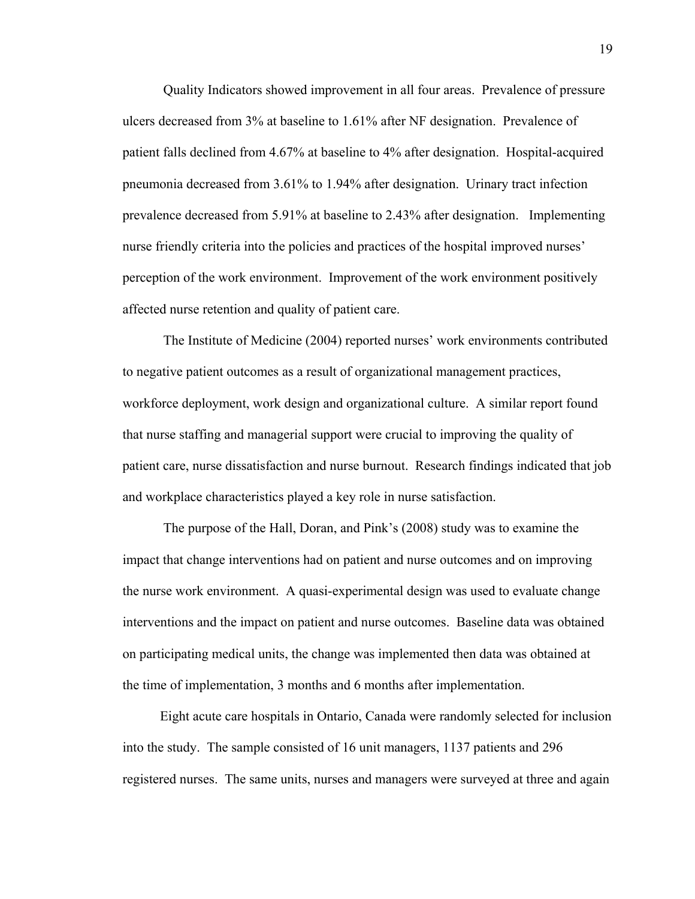Quality Indicators showed improvement in all four areas. Prevalence of pressure ulcers decreased from 3% at baseline to 1.61% after NF designation. Prevalence of patient falls declined from 4.67% at baseline to 4% after designation. Hospital-acquired pneumonia decreased from 3.61% to 1.94% after designation. Urinary tract infection prevalence decreased from 5.91% at baseline to 2.43% after designation. Implementing nurse friendly criteria into the policies and practices of the hospital improved nurses' perception of the work environment. Improvement of the work environment positively affected nurse retention and quality of patient care.

The Institute of Medicine (2004) reported nurses' work environments contributed to negative patient outcomes as a result of organizational management practices, workforce deployment, work design and organizational culture. A similar report found that nurse staffing and managerial support were crucial to improving the quality of patient care, nurse dissatisfaction and nurse burnout. Research findings indicated that job and workplace characteristics played a key role in nurse satisfaction.

The purpose of the Hall, Doran, and Pink's (2008) study was to examine the impact that change interventions had on patient and nurse outcomes and on improving the nurse work environment. A quasi-experimental design was used to evaluate change interventions and the impact on patient and nurse outcomes. Baseline data was obtained on participating medical units, the change was implemented then data was obtained at the time of implementation, 3 months and 6 months after implementation.

Eight acute care hospitals in Ontario, Canada were randomly selected for inclusion into the study. The sample consisted of 16 unit managers, 1137 patients and 296 registered nurses. The same units, nurses and managers were surveyed at three and again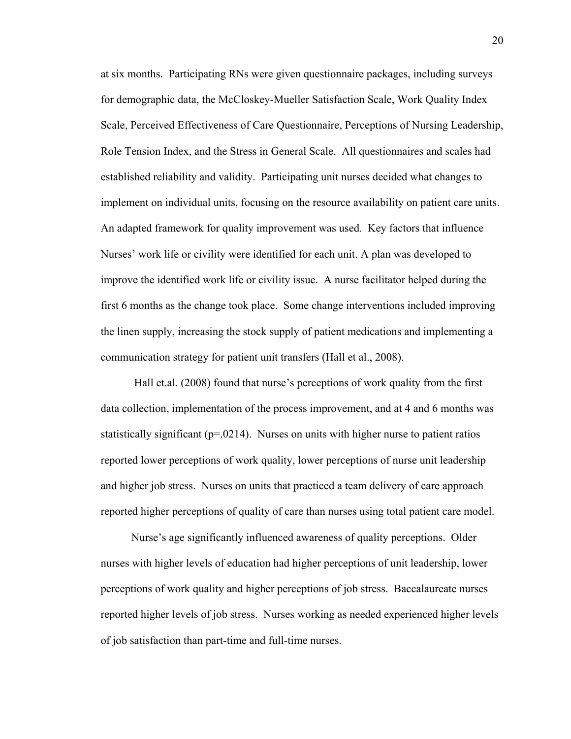at six months. Participating RNs were given questionnaire packages, including surveys for demographic data, the McCloskey-Mueller Satisfaction Scale, Work Quality Index Scale, Perceived Effectiveness of Care Questionnaire, Perceptions of Nursing Leadership, Role Tension Index, and the Stress in General Scale. All questionnaires and scales had established reliability and validity. Participating unit nurses decided what changes to implement on individual units, focusing on the resource availability on patient care units. An adapted framework for quality improvement was used. Key factors that influence Nurses' work life or civility were identified for each unit. A plan was developed to improve the identified work life or civility issue. A nurse facilitator helped during the first 6 months as the change took place. Some change interventions included improving the linen supply, increasing the stock supply of patient medications and implementing a communication strategy for patient unit transfers (Hall et al., 2008).

Hall et.al. (2008) found that nurse's perceptions of work quality from the first data collection, implementation of the process improvement, and at 4 and 6 months was statistically significant ($p=.0214$). Nurses on units with higher nurse to patient ratios reported lower perceptions of work quality, lower perceptions of nurse unit leadership and higher job stress. Nurses on units that practiced a team delivery of care approach reported higher perceptions of quality of care than nurses using total patient care model.

Nurse's age significantly influenced awareness of quality perceptions. Older nurses with higher levels of education had higher perceptions of unit leadership, lower perceptions of work quality and higher perceptions of job stress. Baccalaureate nurses reported higher levels of job stress. Nurses working as needed experienced higher levels of job satisfaction than part-time and full-time nurses.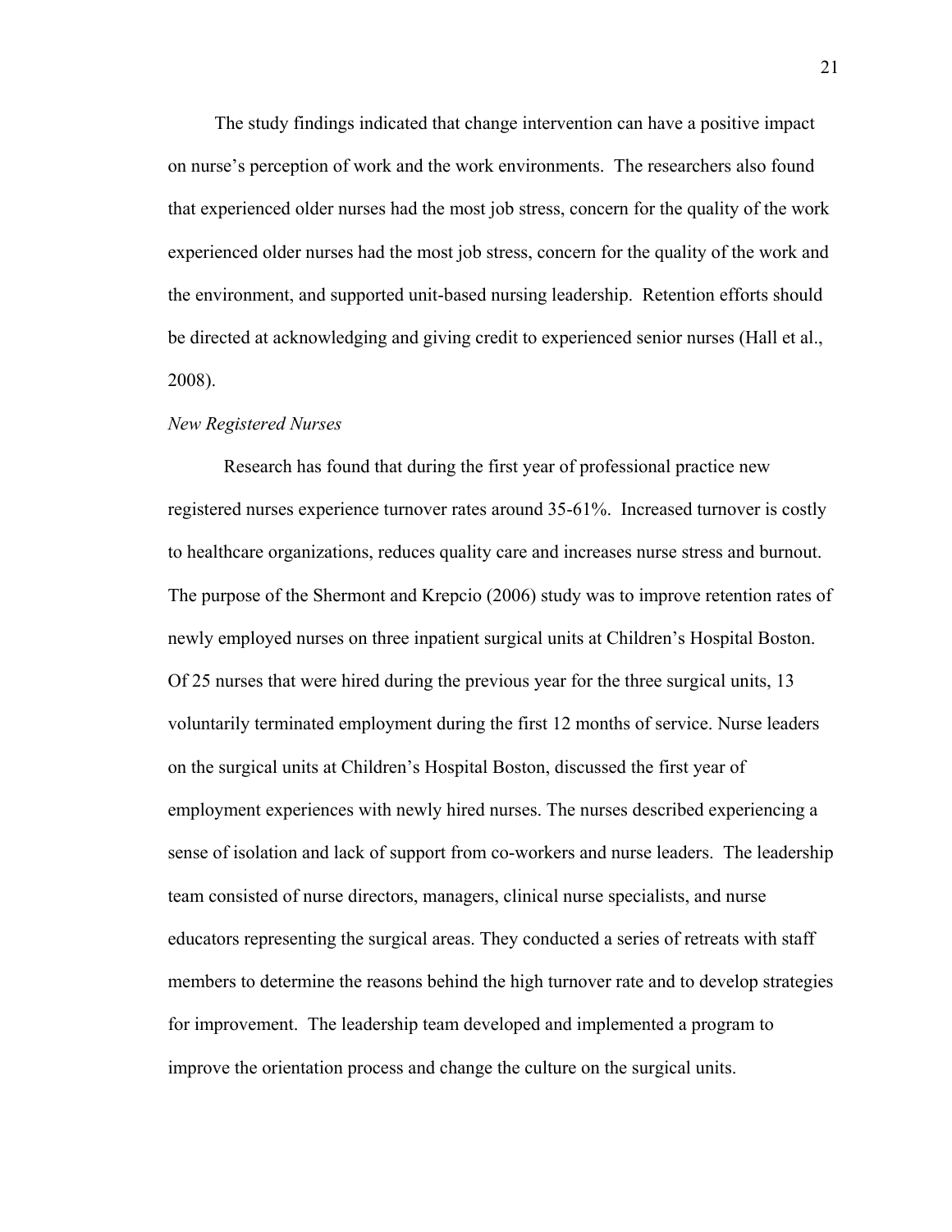The study findings indicated that change intervention can have a positive impact on nurse's perception of work and the work environments. The researchers also found that experienced older nurses had the most job stress, concern for the quality of the work experienced older nurses had the most job stress, concern for the quality of the work and the environment, and supported unit-based nursing leadership. Retention efforts should be directed at acknowledging and giving credit to experienced senior nurses (Hall et al., 2008).

*New Registered Nurses*

Research has found that during the first year of professional practice new registered nurses experience turnover rates around 35-61%. Increased turnover is costly to healthcare organizations, reduces quality care and increases nurse stress and burnout. The purpose of the Shermont and Krepcio (2006) study was to improve retention rates of newly employed nurses on three inpatient surgical units at Children's Hospital Boston. Of 25 nurses that were hired during the previous year for the three surgical units, 13 voluntarily terminated employment during the first 12 months of service. Nurse leaders on the surgical units at Children's Hospital Boston, discussed the first year of employment experiences with newly hired nurses. The nurses described experiencing a sense of isolation and lack of support from co-workers and nurse leaders. The leadership team consisted of nurse directors, managers, clinical nurse specialists, and nurse educators representing the surgical areas. They conducted a series of retreats with staff members to determine the reasons behind the high turnover rate and to develop strategies for improvement. The leadership team developed and implemented a program to improve the orientation process and change the culture on the surgical units.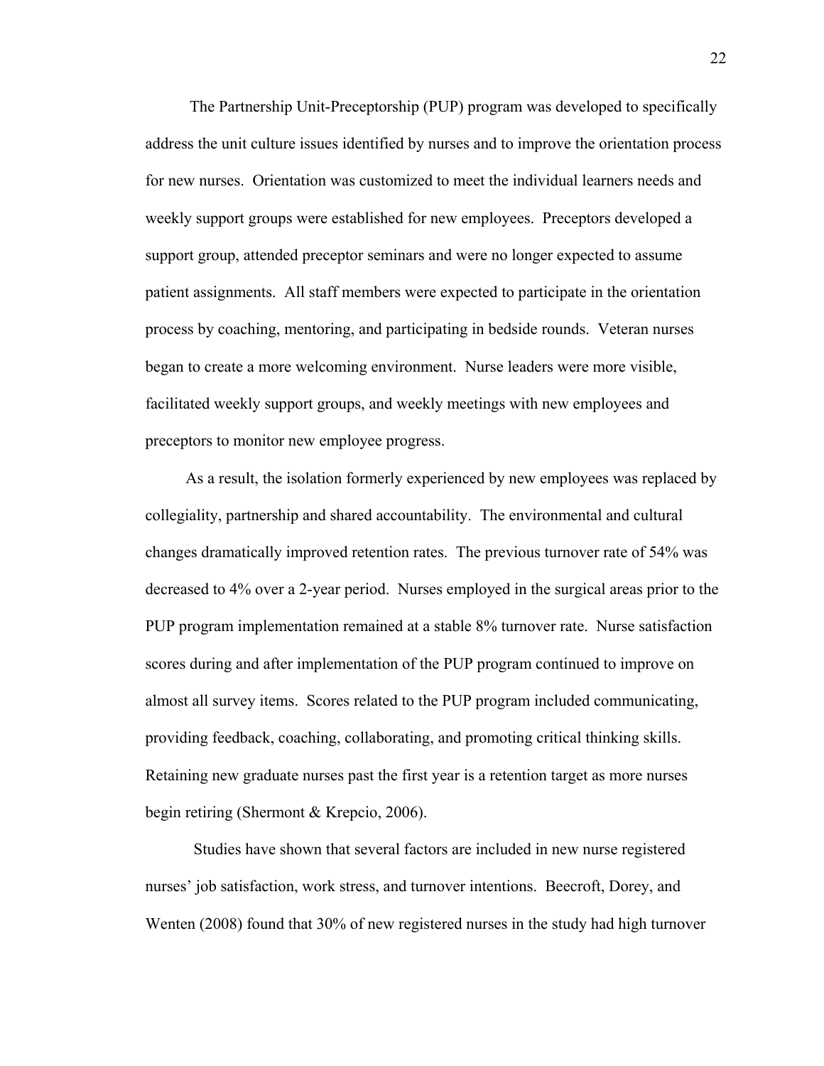The Partnership Unit-Preceptorship (PUP) program was developed to specifically address the unit culture issues identified by nurses and to improve the orientation process for new nurses. Orientation was customized to meet the individual learners needs and weekly support groups were established for new employees. Preceptors developed a support group, attended preceptor seminars and were no longer expected to assume patient assignments. All staff members were expected to participate in the orientation process by coaching, mentoring, and participating in bedside rounds. Veteran nurses began to create a more welcoming environment. Nurse leaders were more visible, facilitated weekly support groups, and weekly meetings with new employees and preceptors to monitor new employee progress.

As a result, the isolation formerly experienced by new employees was replaced by collegiality, partnership and shared accountability. The environmental and cultural changes dramatically improved retention rates. The previous turnover rate of 54% was decreased to 4% over a 2-year period. Nurses employed in the surgical areas prior to the PUP program implementation remained at a stable 8% turnover rate. Nurse satisfaction scores during and after implementation of the PUP program continued to improve on almost all survey items. Scores related to the PUP program included communicating, providing feedback, coaching, collaborating, and promoting critical thinking skills. Retaining new graduate nurses past the first year is a retention target as more nurses begin retiring (Shermont & Krepcio, 2006).

Studies have shown that several factors are included in new nurse registered nurses' job satisfaction, work stress, and turnover intentions. Beecroft, Dorey, and Wenten (2008) found that 30% of new registered nurses in the study had high turnover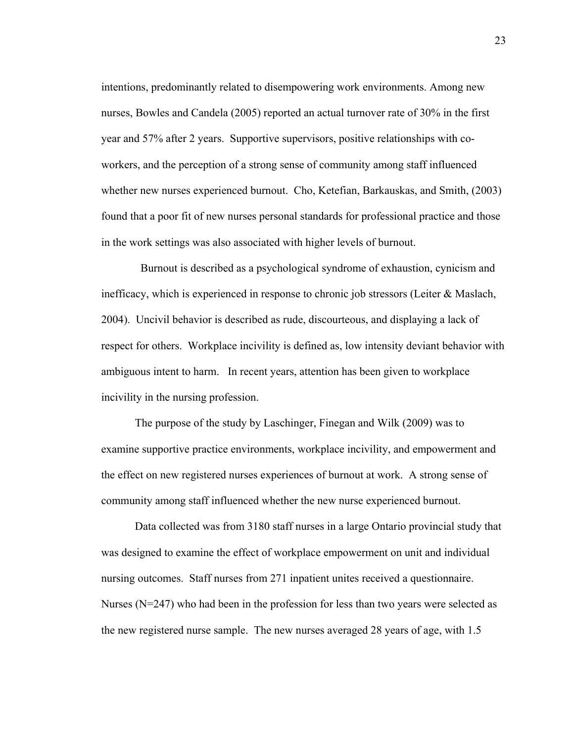intentions, predominantly related to disempowering work environments. Among new nurses, Bowles and Candela (2005) reported an actual turnover rate of 30% in the first year and 57% after 2 years. Supportive supervisors, positive relationships with co-workers, and the perception of a strong sense of community among staff influenced whether new nurses experienced burnout. Cho, Ketefian, Barkauskas, and Smith, (2003) found that a poor fit of new nurses personal standards for professional practice and those in the work settings was also associated with higher levels of burnout.

Burnout is described as a psychological syndrome of exhaustion, cynicism and inefficacy, which is experienced in response to chronic job stressors (Leiter & Maslach, 2004). Uncivil behavior is described as rude, discourteous, and displaying a lack of respect for others. Workplace incivility is defined as, low intensity deviant behavior with ambiguous intent to harm. In recent years, attention has been given to workplace incivility in the nursing profession.

The purpose of the study by Laschinger, Finegan and Wilk (2009) was to examine supportive practice environments, workplace incivility, and empowerment and the effect on new registered nurses experiences of burnout at work. A strong sense of community among staff influenced whether the new nurse experienced burnout.

Data collected was from 3180 staff nurses in a large Ontario provincial study that was designed to examine the effect of workplace empowerment on unit and individual nursing outcomes. Staff nurses from 271 inpatient unites received a questionnaire. Nurses (N=247) who had been in the profession for less than two years were selected as the new registered nurse sample. The new nurses averaged 28 years of age, with 1.5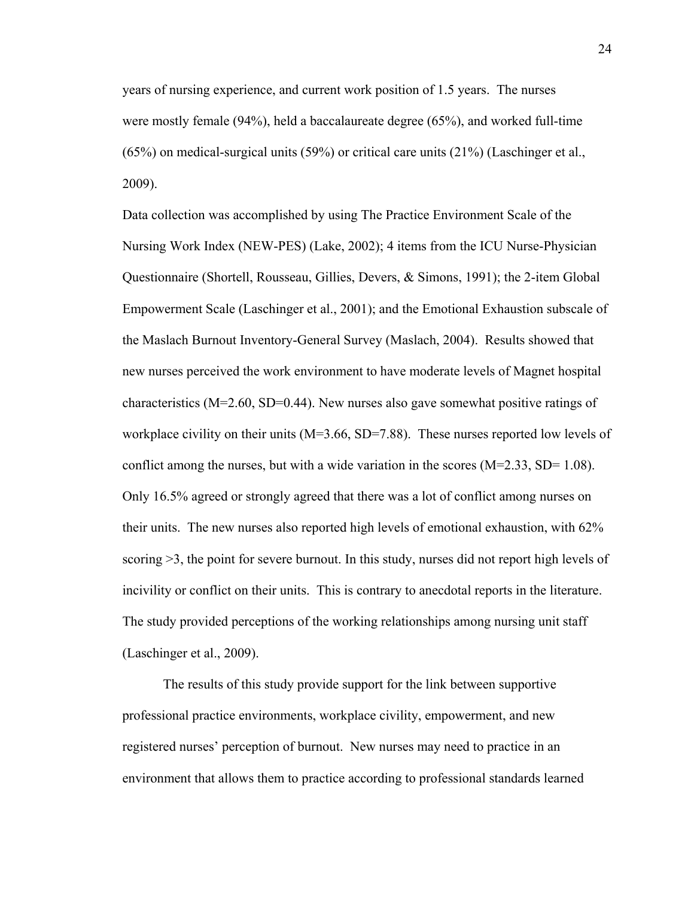years of nursing experience, and current work position of 1.5 years. The nurses were mostly female (94%), held a baccalaureate degree (65%), and worked full-time (65%) on medical-surgical units (59%) or critical care units (21%) (Laschinger et al., 2009).

Data collection was accomplished by using The Practice Environment Scale of the Nursing Work Index (NEW-PES) (Lake, 2002); 4 items from the ICU Nurse-Physician Questionnaire (Shortell, Rousseau, Gillies, Devers, & Simons, 1991); the 2-item Global Empowerment Scale (Laschinger et al., 2001); and the Emotional Exhaustion subscale of the Maslach Burnout Inventory-General Survey (Maslach, 2004). Results showed that new nurses perceived the work environment to have moderate levels of Magnet hospital characteristics (M=2.60, SD=0.44). New nurses also gave somewhat positive ratings of workplace civility on their units (M=3.66, SD=7.88). These nurses reported low levels of conflict among the nurses, but with a wide variation in the scores (M=2.33, SD= 1.08). Only 16.5% agreed or strongly agreed that there was a lot of conflict among nurses on their units. The new nurses also reported high levels of emotional exhaustion, with 62% scoring >3, the point for severe burnout. In this study, nurses did not report high levels of incivility or conflict on their units. This is contrary to anecdotal reports in the literature. The study provided perceptions of the working relationships among nursing unit staff (Laschinger et al., 2009).

The results of this study provide support for the link between supportive professional practice environments, workplace civility, empowerment, and new registered nurses' perception of burnout. New nurses may need to practice in an environment that allows them to practice according to professional standards learned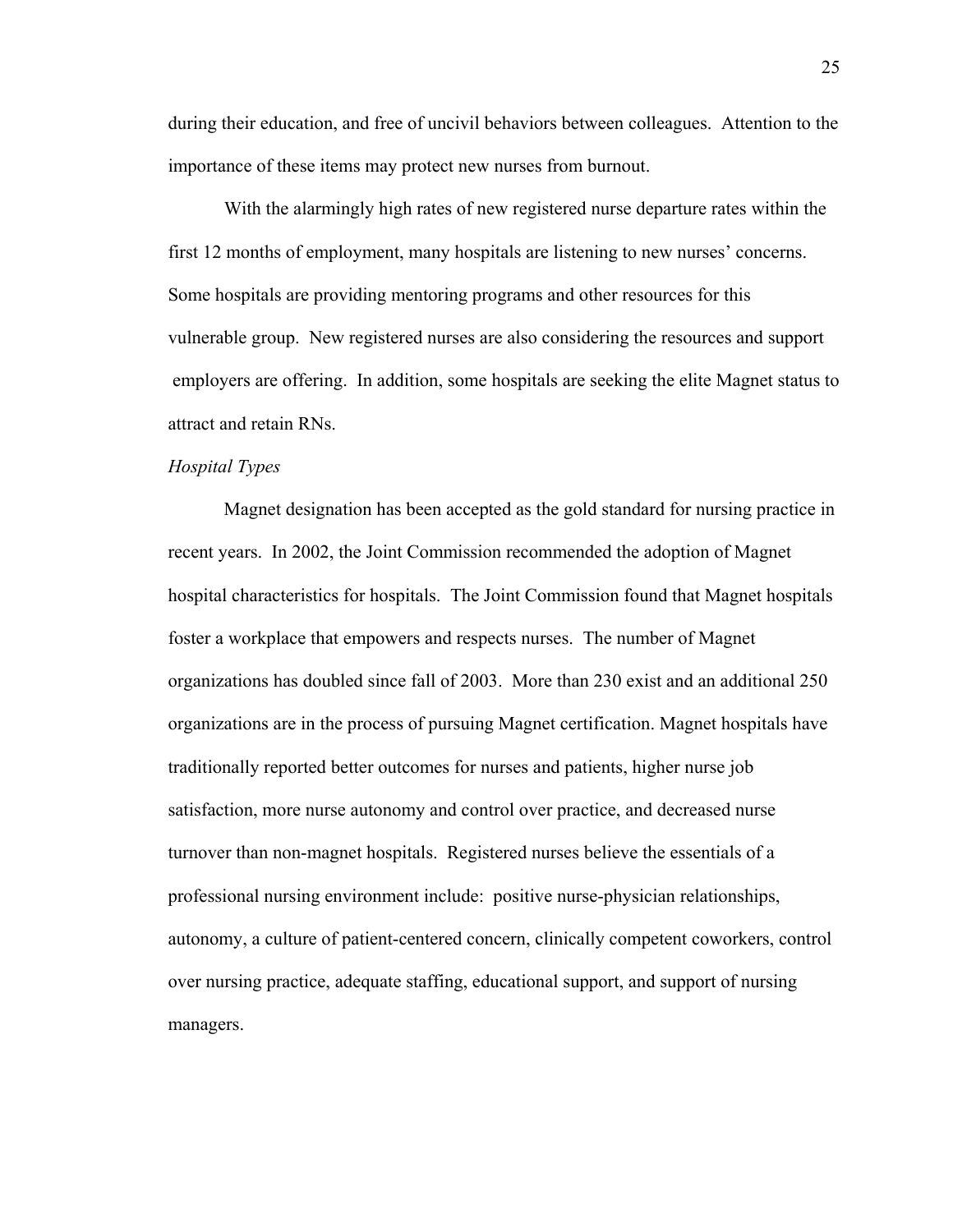during their education, and free of uncivil behaviors between colleagues. Attention to the importance of these items may protect new nurses from burnout.

With the alarmingly high rates of new registered nurse departure rates within the first 12 months of employment, many hospitals are listening to new nurses' concerns. Some hospitals are providing mentoring programs and other resources for this vulnerable group. New registered nurses are also considering the resources and support employers are offering. In addition, some hospitals are seeking the elite Magnet status to attract and retain RNs.

*Hospital Types*

Magnet designation has been accepted as the gold standard for nursing practice in recent years. In 2002, the Joint Commission recommended the adoption of Magnet hospital characteristics for hospitals. The Joint Commission found that Magnet hospitals foster a workplace that empowers and respects nurses. The number of Magnet organizations has doubled since fall of 2003. More than 230 exist and an additional 250 organizations are in the process of pursuing Magnet certification. Magnet hospitals have traditionally reported better outcomes for nurses and patients, higher nurse job satisfaction, more nurse autonomy and control over practice, and decreased nurse turnover than non-magnet hospitals. Registered nurses believe the essentials of a professional nursing environment include: positive nurse-physician relationships, autonomy, a culture of patient-centered concern, clinically competent coworkers, control over nursing practice, adequate staffing, educational support, and support of nursing managers.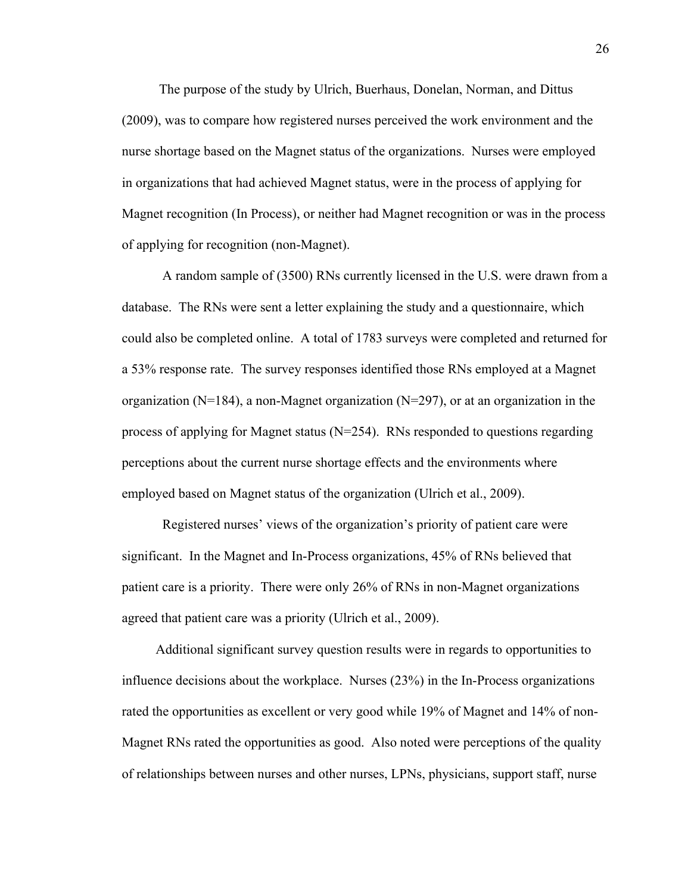The purpose of the study by Ulrich, Buerhaus, Donelan, Norman, and Dittus (2009), was to compare how registered nurses perceived the work environment and the nurse shortage based on the Magnet status of the organizations. Nurses were employed in organizations that had achieved Magnet status, were in the process of applying for Magnet recognition (In Process), or neither had Magnet recognition or was in the process of applying for recognition (non-Magnet).

A random sample of (3500) RNs currently licensed in the U.S. were drawn from a database. The RNs were sent a letter explaining the study and a questionnaire, which could also be completed online. A total of 1783 surveys were completed and returned for a 53% response rate. The survey responses identified those RNs employed at a Magnet organization (N=184), a non-Magnet organization (N=297), or at an organization in the process of applying for Magnet status (N=254). RNs responded to questions regarding perceptions about the current nurse shortage effects and the environments where employed based on Magnet status of the organization (Ulrich et al., 2009).

Registered nurses' views of the organization's priority of patient care were significant. In the Magnet and In-Process organizations, 45% of RNs believed that patient care is a priority. There were only 26% of RNs in non-Magnet organizations agreed that patient care was a priority (Ulrich et al., 2009).

Additional significant survey question results were in regards to opportunities to influence decisions about the workplace. Nurses (23%) in the In-Process organizations rated the opportunities as excellent or very good while 19% of Magnet and 14% of non-Magnet RNs rated the opportunities as good. Also noted were perceptions of the quality of relationships between nurses and other nurses, LPNs, physicians, support staff, nurse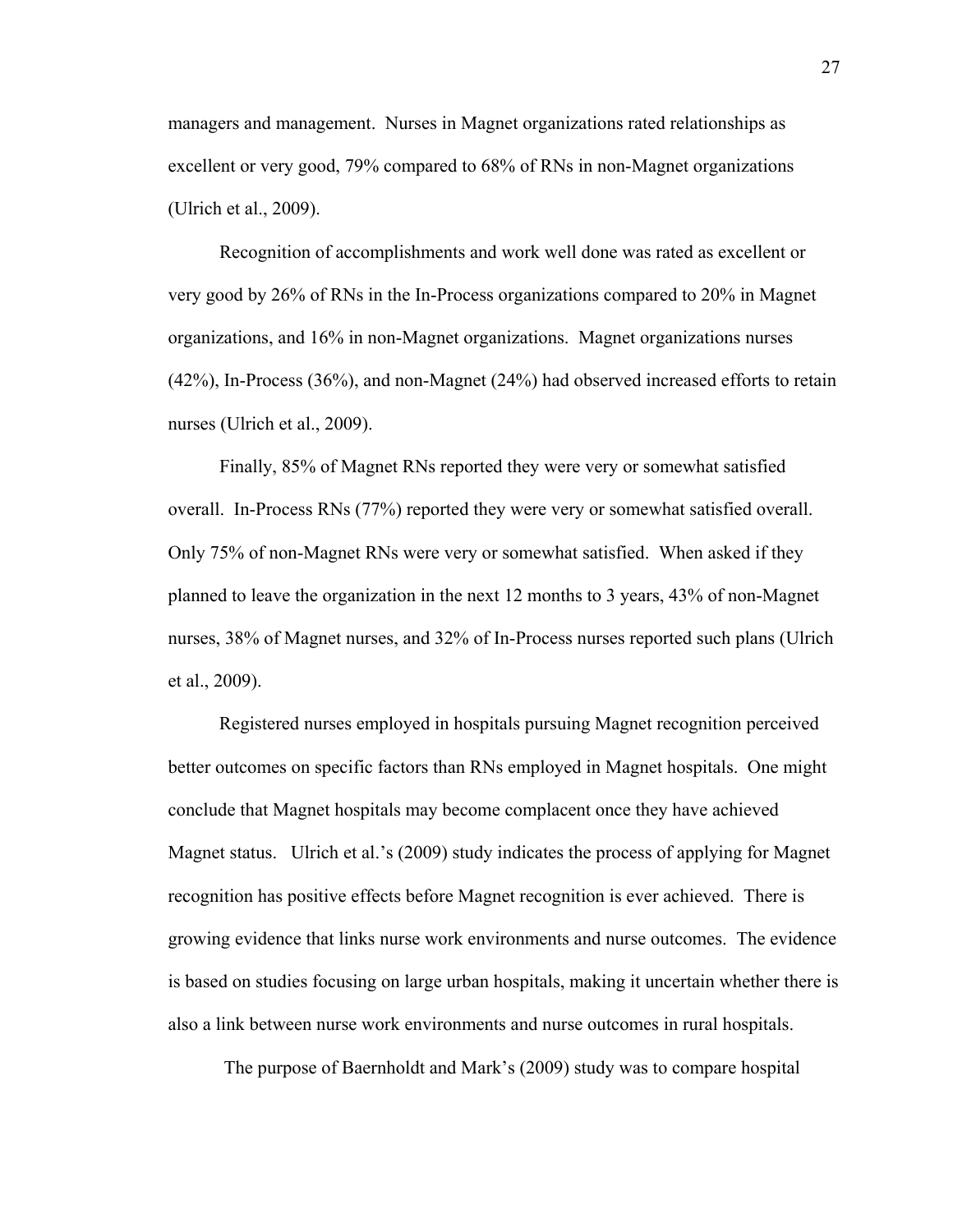managers and management. Nurses in Magnet organizations rated relationships as excellent or very good, 79% compared to 68% of RNs in non-Magnet organizations (Ulrich et al., 2009).

Recognition of accomplishments and work well done was rated as excellent or very good by 26% of RNs in the In-Process organizations compared to 20% in Magnet organizations, and 16% in non-Magnet organizations. Magnet organizations nurses (42%), In-Process (36%), and non-Magnet (24%) had observed increased efforts to retain nurses (Ulrich et al., 2009).

Finally, 85% of Magnet RNs reported they were very or somewhat satisfied overall. In-Process RNs (77%) reported they were very or somewhat satisfied overall. Only 75% of non-Magnet RNs were very or somewhat satisfied. When asked if they planned to leave the organization in the next 12 months to 3 years, 43% of non-Magnet nurses, 38% of Magnet nurses, and 32% of In-Process nurses reported such plans (Ulrich et al., 2009).

Registered nurses employed in hospitals pursuing Magnet recognition perceived better outcomes on specific factors than RNs employed in Magnet hospitals. One might conclude that Magnet hospitals may become complacent once they have achieved Magnet status. Ulrich et al.'s (2009) study indicates the process of applying for Magnet recognition has positive effects before Magnet recognition is ever achieved. There is growing evidence that links nurse work environments and nurse outcomes. The evidence is based on studies focusing on large urban hospitals, making it uncertain whether there is also a link between nurse work environments and nurse outcomes in rural hospitals.

The purpose of Baernholdt and Mark's (2009) study was to compare hospital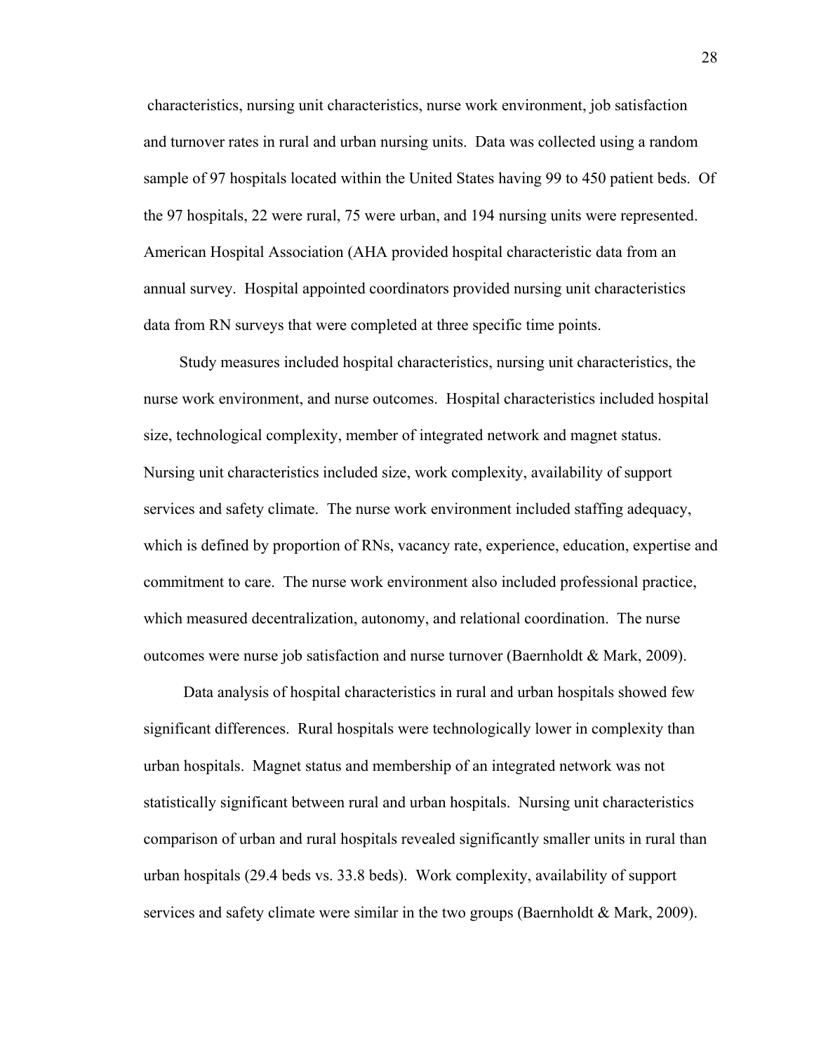characteristics, nursing unit characteristics, nurse work environment, job satisfaction and turnover rates in rural and urban nursing units. Data was collected using a random sample of 97 hospitals located within the United States having 99 to 450 patient beds. Of the 97 hospitals, 22 were rural, 75 were urban, and 194 nursing units were represented. American Hospital Association (AHA provided hospital characteristic data from an annual survey. Hospital appointed coordinators provided nursing unit characteristics data from RN surveys that were completed at three specific time points.

Study measures included hospital characteristics, nursing unit characteristics, the nurse work environment, and nurse outcomes. Hospital characteristics included hospital size, technological complexity, member of integrated network and magnet status. Nursing unit characteristics included size, work complexity, availability of support services and safety climate. The nurse work environment included staffing adequacy, which is defined by proportion of RNs, vacancy rate, experience, education, expertise and commitment to care. The nurse work environment also included professional practice, which measured decentralization, autonomy, and relational coordination. The nurse outcomes were nurse job satisfaction and nurse turnover (Baernholdt & Mark, 2009).

Data analysis of hospital characteristics in rural and urban hospitals showed few significant differences. Rural hospitals were technologically lower in complexity than urban hospitals. Magnet status and membership of an integrated network was not statistically significant between rural and urban hospitals. Nursing unit characteristics comparison of urban and rural hospitals revealed significantly smaller units in rural than urban hospitals (29.4 beds vs. 33.8 beds). Work complexity, availability of support services and safety climate were similar in the two groups (Baernholdt & Mark, 2009).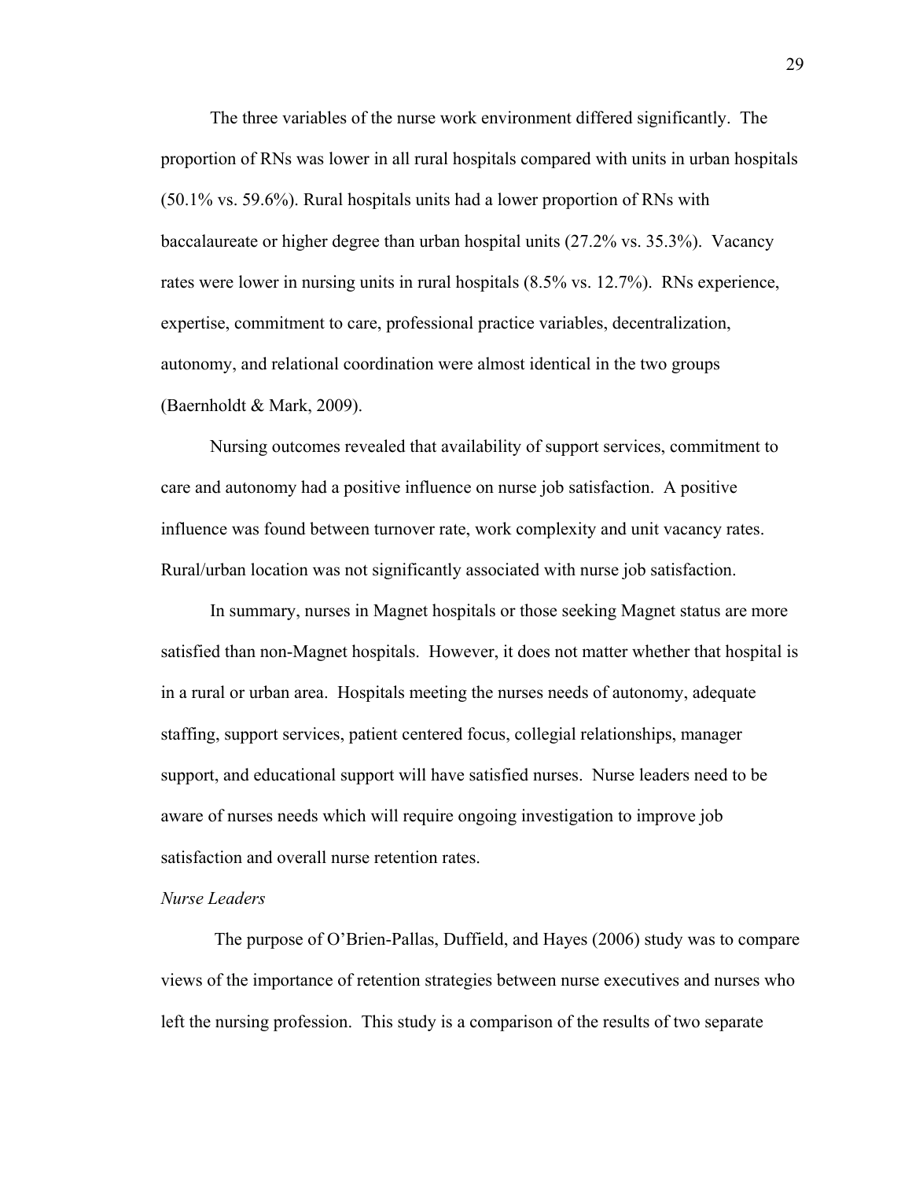The three variables of the nurse work environment differed significantly. The proportion of RNs was lower in all rural hospitals compared with units in urban hospitals (50.1% vs. 59.6%). Rural hospitals units had a lower proportion of RNs with baccalaureate or higher degree than urban hospital units (27.2% vs. 35.3%). Vacancy rates were lower in nursing units in rural hospitals (8.5% vs. 12.7%). RNs experience, expertise, commitment to care, professional practice variables, decentralization, autonomy, and relational coordination were almost identical in the two groups (Baernholdt & Mark, 2009).

Nursing outcomes revealed that availability of support services, commitment to care and autonomy had a positive influence on nurse job satisfaction. A positive influence was found between turnover rate, work complexity and unit vacancy rates. Rural/urban location was not significantly associated with nurse job satisfaction.

In summary, nurses in Magnet hospitals or those seeking Magnet status are more satisfied than non-Magnet hospitals. However, it does not matter whether that hospital is in a rural or urban area. Hospitals meeting the nurses needs of autonomy, adequate staffing, support services, patient centered focus, collegial relationships, manager support, and educational support will have satisfied nurses. Nurse leaders need to be aware of nurses needs which will require ongoing investigation to improve job satisfaction and overall nurse retention rates.

*Nurse Leaders*

The purpose of O'Brien-Pallas, Duffield, and Hayes (2006) study was to compare views of the importance of retention strategies between nurse executives and nurses who left the nursing profession. This study is a comparison of the results of two separate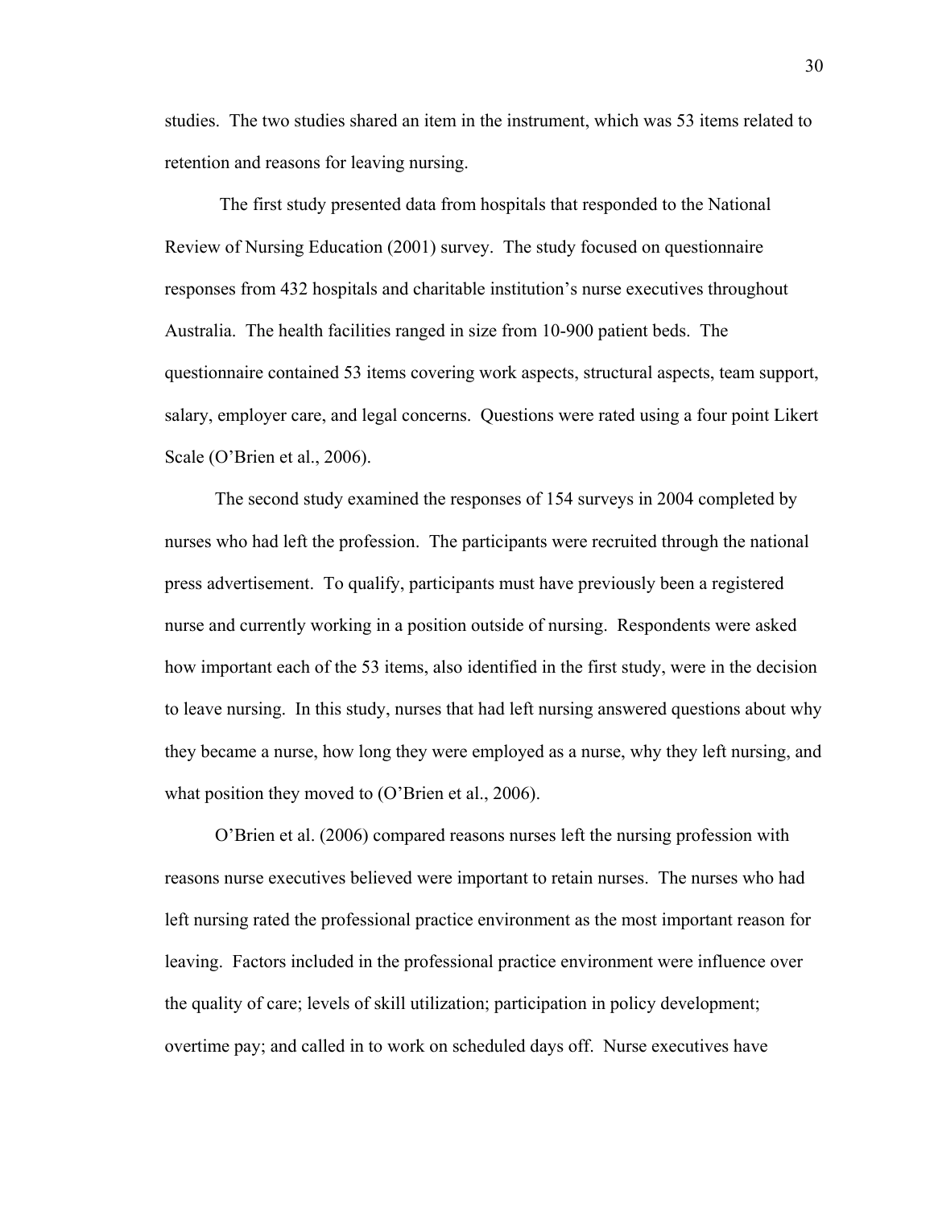studies. The two studies shared an item in the instrument, which was 53 items related to retention and reasons for leaving nursing.

The first study presented data from hospitals that responded to the National Review of Nursing Education (2001) survey. The study focused on questionnaire responses from 432 hospitals and charitable institution's nurse executives throughout Australia. The health facilities ranged in size from 10-900 patient beds. The questionnaire contained 53 items covering work aspects, structural aspects, team support, salary, employer care, and legal concerns. Questions were rated using a four point Likert Scale (O'Brien et al., 2006).

The second study examined the responses of 154 surveys in 2004 completed by nurses who had left the profession. The participants were recruited through the national press advertisement. To qualify, participants must have previously been a registered nurse and currently working in a position outside of nursing. Respondents were asked how important each of the 53 items, also identified in the first study, were in the decision to leave nursing. In this study, nurses that had left nursing answered questions about why they became a nurse, how long they were employed as a nurse, why they left nursing, and what position they moved to (O'Brien et al., 2006).

O'Brien et al. (2006) compared reasons nurses left the nursing profession with reasons nurse executives believed were important to retain nurses. The nurses who had left nursing rated the professional practice environment as the most important reason for leaving. Factors included in the professional practice environment were influence over the quality of care; levels of skill utilization; participation in policy development; overtime pay; and called in to work on scheduled days off. Nurse executives have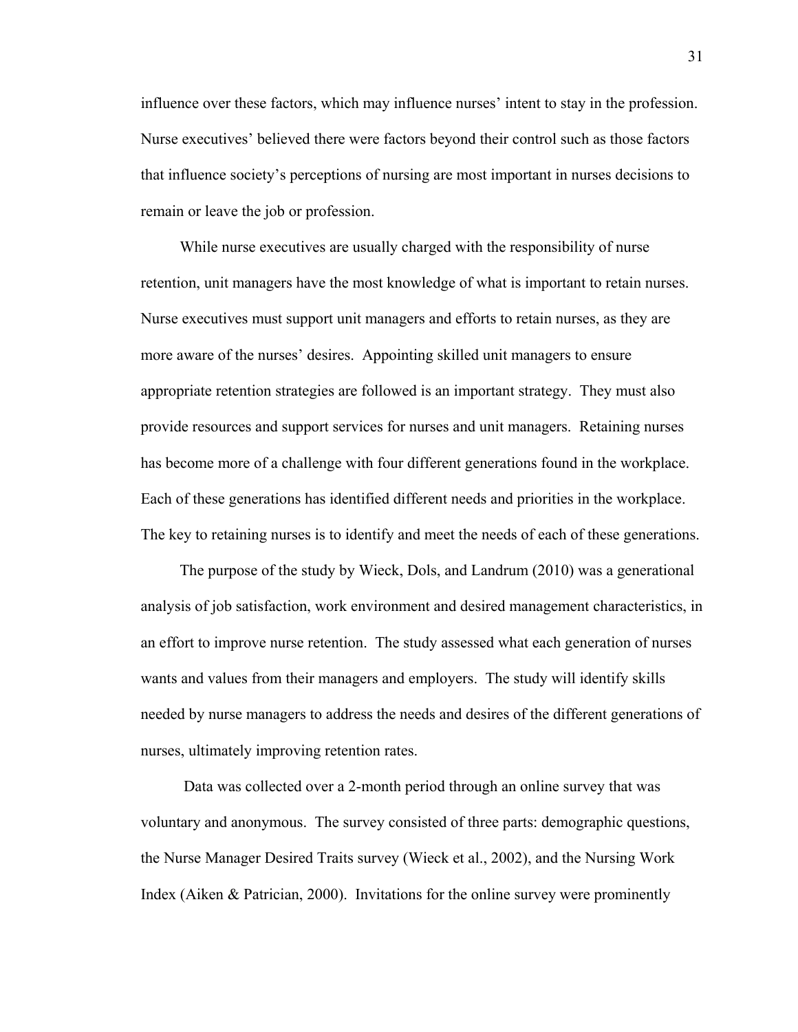influence over these factors, which may influence nurses' intent to stay in the profession. Nurse executives' believed there were factors beyond their control such as those factors that influence society's perceptions of nursing are most important in nurses decisions to remain or leave the job or profession.

While nurse executives are usually charged with the responsibility of nurse retention, unit managers have the most knowledge of what is important to retain nurses. Nurse executives must support unit managers and efforts to retain nurses, as they are more aware of the nurses' desires. Appointing skilled unit managers to ensure appropriate retention strategies are followed is an important strategy. They must also provide resources and support services for nurses and unit managers. Retaining nurses has become more of a challenge with four different generations found in the workplace. Each of these generations has identified different needs and priorities in the workplace. The key to retaining nurses is to identify and meet the needs of each of these generations.

The purpose of the study by Wieck, Dols, and Landrum (2010) was a generational analysis of job satisfaction, work environment and desired management characteristics, in an effort to improve nurse retention. The study assessed what each generation of nurses wants and values from their managers and employers. The study will identify skills needed by nurse managers to address the needs and desires of the different generations of nurses, ultimately improving retention rates.

Data was collected over a 2-month period through an online survey that was voluntary and anonymous. The survey consisted of three parts: demographic questions, the Nurse Manager Desired Traits survey (Wieck et al., 2002), and the Nursing Work Index (Aiken & Patrician, 2000). Invitations for the online survey were prominently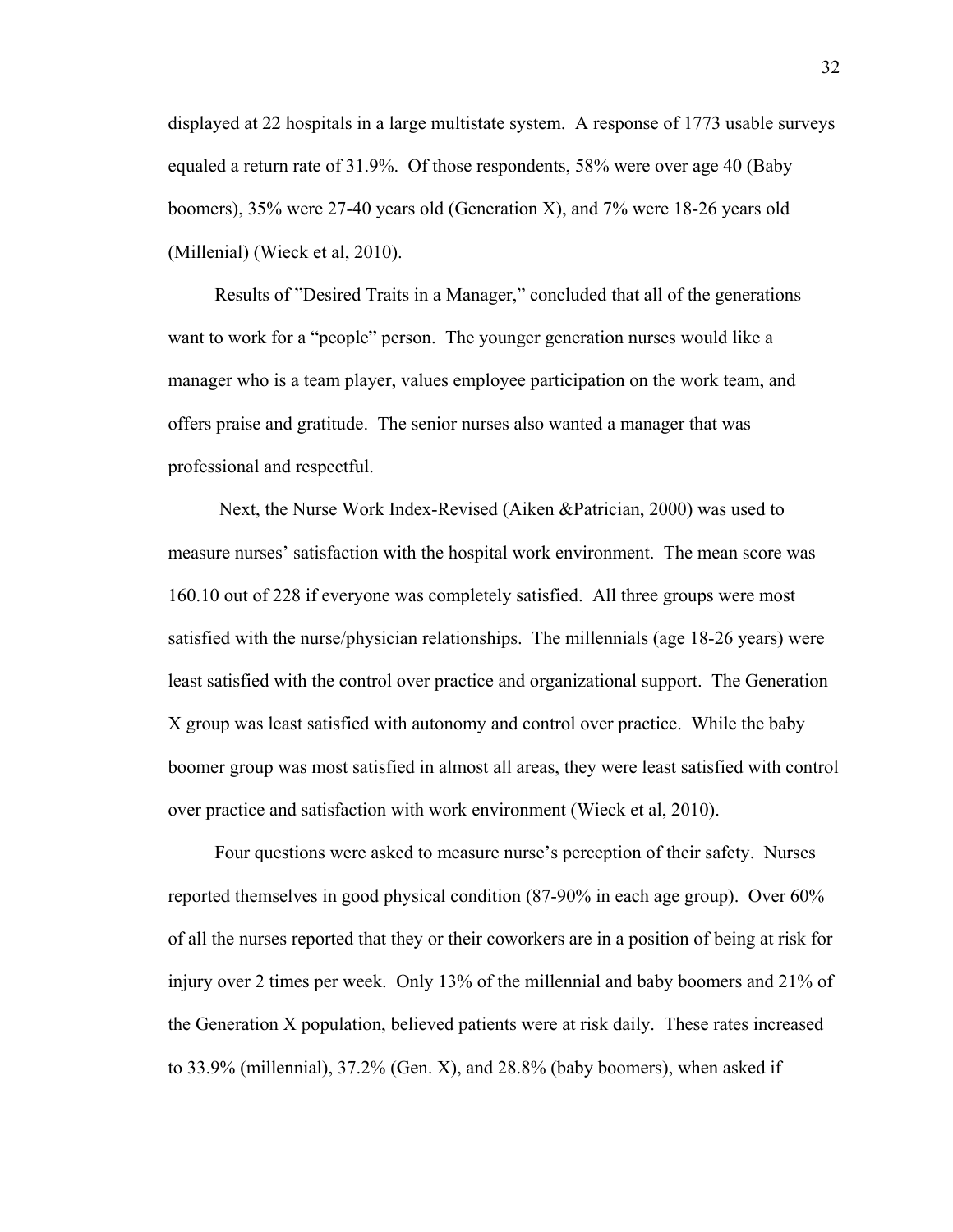displayed at 22 hospitals in a large multistate system. A response of 1773 usable surveys equaled a return rate of 31.9%. Of those respondents, 58% were over age 40 (Baby boomers), 35% were 27-40 years old (Generation X), and 7% were 18-26 years old (Millenial) (Wieck et al, 2010).

Results of "Desired Traits in a Manager," concluded that all of the generations want to work for a "people" person. The younger generation nurses would like a manager who is a team player, values employee participation on the work team, and offers praise and gratitude. The senior nurses also wanted a manager that was professional and respectful.

Next, the Nurse Work Index-Revised (Aiken &Patrician, 2000) was used to measure nurses' satisfaction with the hospital work environment. The mean score was 160.10 out of 228 if everyone was completely satisfied. All three groups were most satisfied with the nurse/physician relationships. The millennials (age 18-26 years) were least satisfied with the control over practice and organizational support. The Generation X group was least satisfied with autonomy and control over practice. While the baby boomer group was most satisfied in almost all areas, they were least satisfied with control over practice and satisfaction with work environment (Wieck et al, 2010).

Four questions were asked to measure nurse's perception of their safety. Nurses reported themselves in good physical condition (87-90% in each age group). Over 60% of all the nurses reported that they or their coworkers are in a position of being at risk for injury over 2 times per week. Only 13% of the millennial and baby boomers and 21% of the Generation X population, believed patients were at risk daily. These rates increased to 33.9% (millennial), 37.2% (Gen. X), and 28.8% (baby boomers), when asked if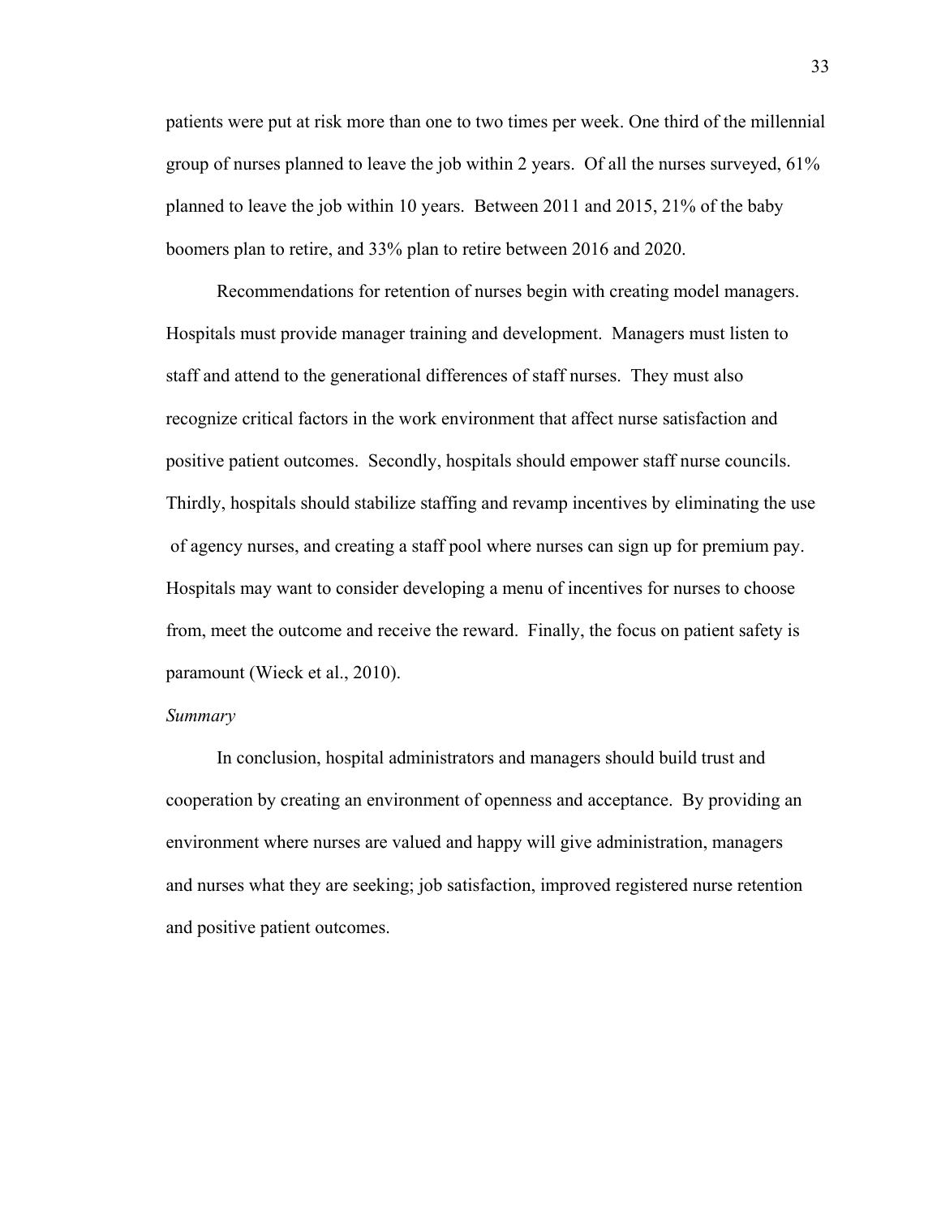patients were put at risk more than one to two times per week. One third of the millennial group of nurses planned to leave the job within 2 years. Of all the nurses surveyed, 61% planned to leave the job within 10 years. Between 2011 and 2015, 21% of the baby boomers plan to retire, and 33% plan to retire between 2016 and 2020.

Recommendations for retention of nurses begin with creating model managers. Hospitals must provide manager training and development. Managers must listen to staff and attend to the generational differences of staff nurses. They must also recognize critical factors in the work environment that affect nurse satisfaction and positive patient outcomes. Secondly, hospitals should empower staff nurse councils. Thirdly, hospitals should stabilize staffing and revamp incentives by eliminating the use of agency nurses, and creating a staff pool where nurses can sign up for premium pay. Hospitals may want to consider developing a menu of incentives for nurses to choose from, meet the outcome and receive the reward. Finally, the focus on patient safety is paramount (Wieck et al., 2010).

*Summary*

In conclusion, hospital administrators and managers should build trust and cooperation by creating an environment of openness and acceptance. By providing an environment where nurses are valued and happy will give administration, managers and nurses what they are seeking; job satisfaction, improved registered nurse retention and positive patient outcomes.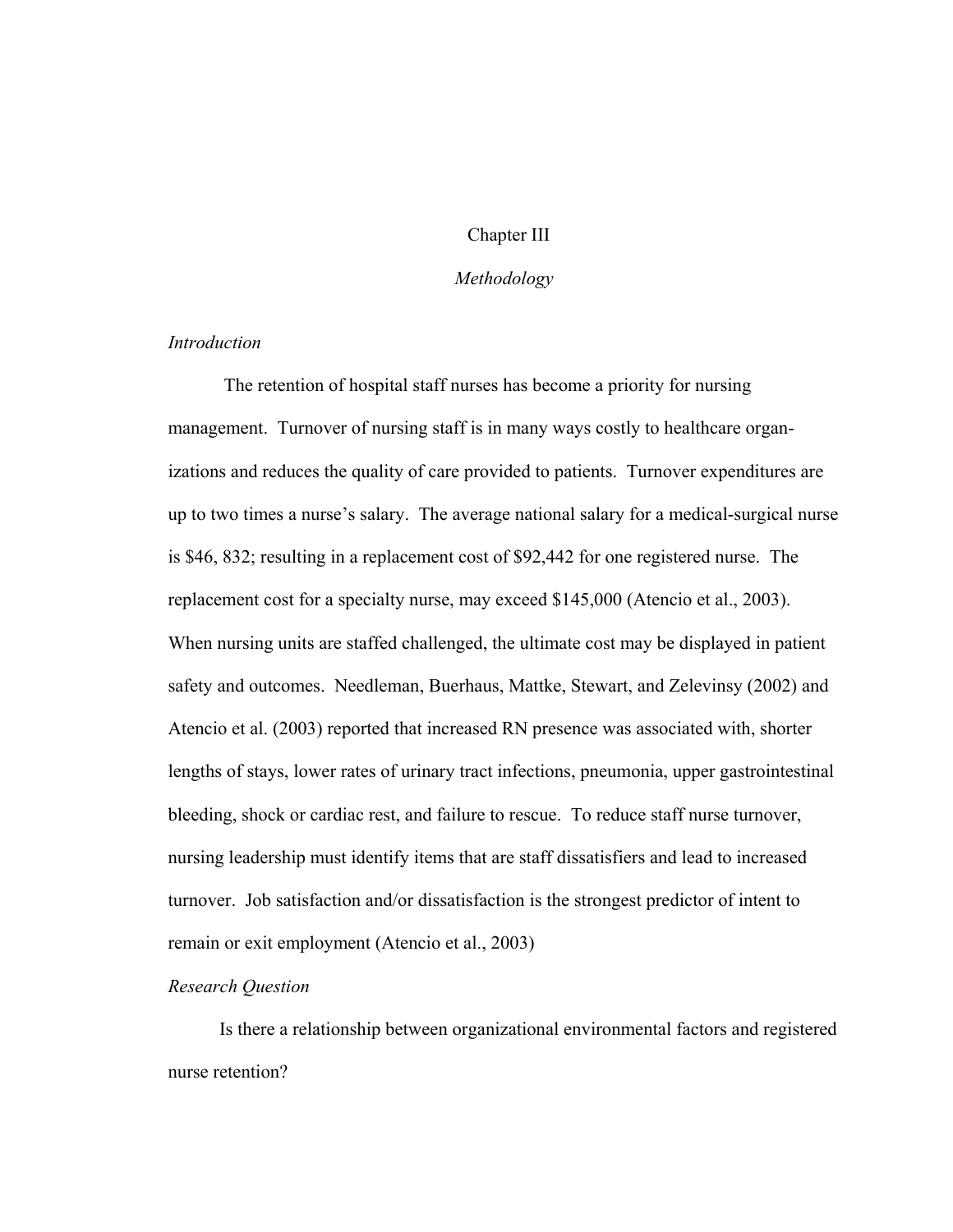# Chapter III

## *Methodology*

### *Introduction*

The retention of hospital staff nurses has become a priority for nursing management. Turnover of nursing staff is in many ways costly to healthcare organizations and reduces the quality of care provided to patients. Turnover expenditures are up to two times a nurse's salary. The average national salary for a medical-surgical nurse is $46, 832; resulting in a replacement cost of $92,442 for one registered nurse. The replacement cost for a specialty nurse, may exceed $145,000 (Atencio et al., 2003). When nursing units are staffed challenged, the ultimate cost may be displayed in patient safety and outcomes. Needleman, Buerhaus, Mattke, Stewart, and Zelevinsy (2002) and Atencio et al. (2003) reported that increased RN presence was associated with, shorter lengths of stays, lower rates of urinary tract infections, pneumonia, upper gastrointestinal bleeding, shock or cardiac rest, and failure to rescue. To reduce staff nurse turnover, nursing leadership must identify items that are staff dissatisfiers and lead to increased turnover. Job satisfaction and/or dissatisfaction is the strongest predictor of intent to remain or exit employment (Atencio et al., 2003)

### *Research Question*

Is there a relationship between organizational environmental factors and registered nurse retention?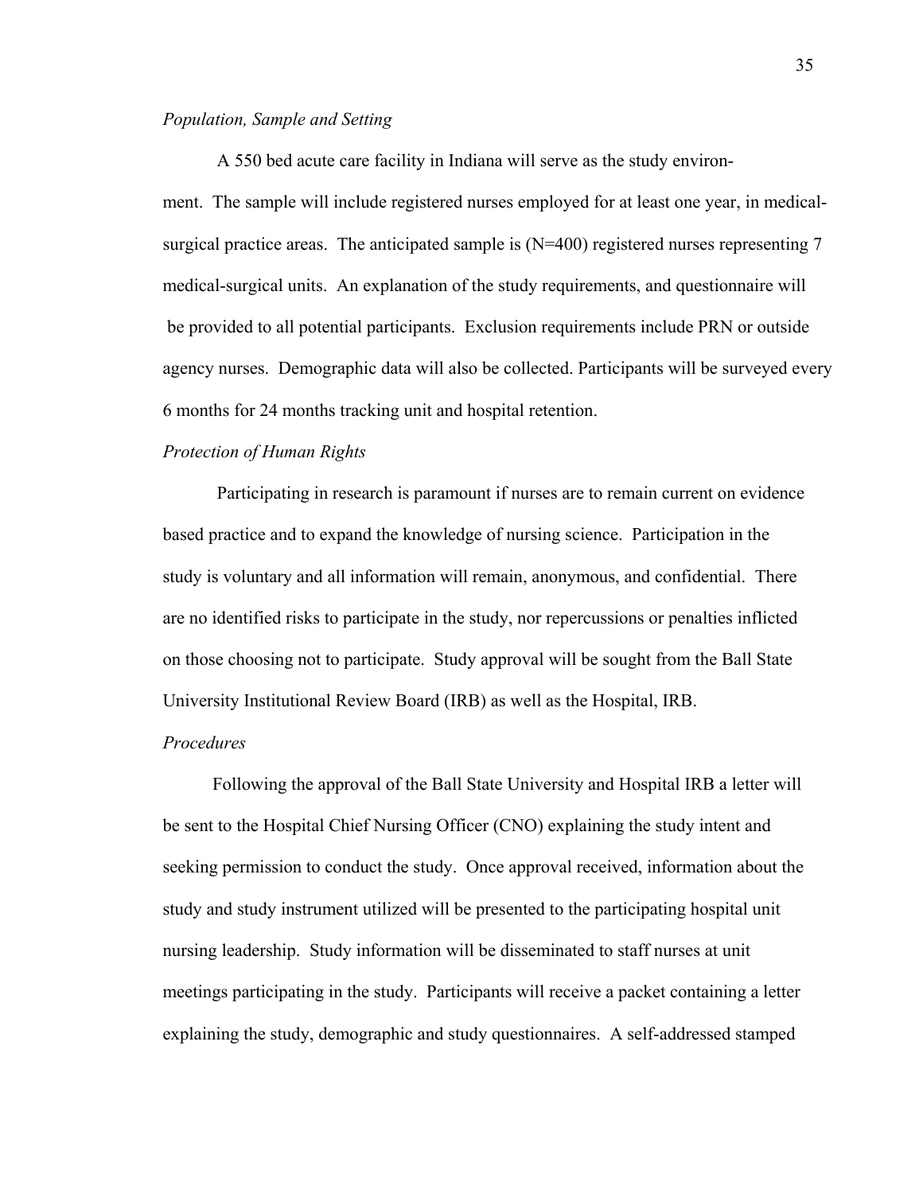*Population, Sample and Setting*

A 550 bed acute care facility in Indiana will serve as the study environment. The sample will include registered nurses employed for at least one year, in medical-surgical practice areas. The anticipated sample is (N=400) registered nurses representing 7 medical-surgical units. An explanation of the study requirements, and questionnaire will be provided to all potential participants. Exclusion requirements include PRN or outside agency nurses. Demographic data will also be collected. Participants will be surveyed every 6 months for 24 months tracking unit and hospital retention.

*Protection of Human Rights*

Participating in research is paramount if nurses are to remain current on evidence based practice and to expand the knowledge of nursing science. Participation in the study is voluntary and all information will remain, anonymous, and confidential. There are no identified risks to participate in the study, nor repercussions or penalties inflicted on those choosing not to participate. Study approval will be sought from the Ball State University Institutional Review Board (IRB) as well as the Hospital, IRB.

*Procedures*

Following the approval of the Ball State University and Hospital IRB a letter will be sent to the Hospital Chief Nursing Officer (CNO) explaining the study intent and seeking permission to conduct the study. Once approval received, information about the study and study instrument utilized will be presented to the participating hospital unit nursing leadership. Study information will be disseminated to staff nurses at unit meetings participating in the study. Participants will receive a packet containing a letter explaining the study, demographic and study questionnaires. A self-addressed stamped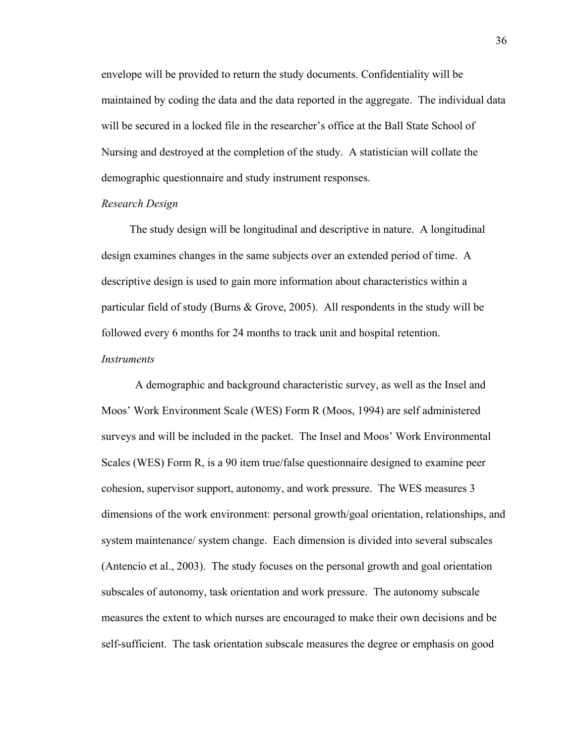envelope will be provided to return the study documents. Confidentiality will be maintained by coding the data and the data reported in the aggregate. The individual data will be secured in a locked file in the researcher's office at the Ball State School of Nursing and destroyed at the completion of the study. A statistician will collate the demographic questionnaire and study instrument responses.

*Research Design*

The study design will be longitudinal and descriptive in nature. A longitudinal design examines changes in the same subjects over an extended period of time. A descriptive design is used to gain more information about characteristics within a particular field of study (Burns & Grove, 2005). All respondents in the study will be followed every 6 months for 24 months to track unit and hospital retention.

*Instruments*

A demographic and background characteristic survey, as well as the Insel and Moos' Work Environment Scale (WES) Form R (Moos, 1994) are self administered surveys and will be included in the packet. The Insel and Moos' Work Environmental Scales (WES) Form R, is a 90 item true/false questionnaire designed to examine peer cohesion, supervisor support, autonomy, and work pressure. The WES measures 3 dimensions of the work environment: personal growth/goal orientation, relationships, and system maintenance/ system change. Each dimension is divided into several subscales (Antencio et al., 2003). The study focuses on the personal growth and goal orientation subscales of autonomy, task orientation and work pressure. The autonomy subscale measures the extent to which nurses are encouraged to make their own decisions and be self-sufficient. The task orientation subscale measures the degree or emphasis on good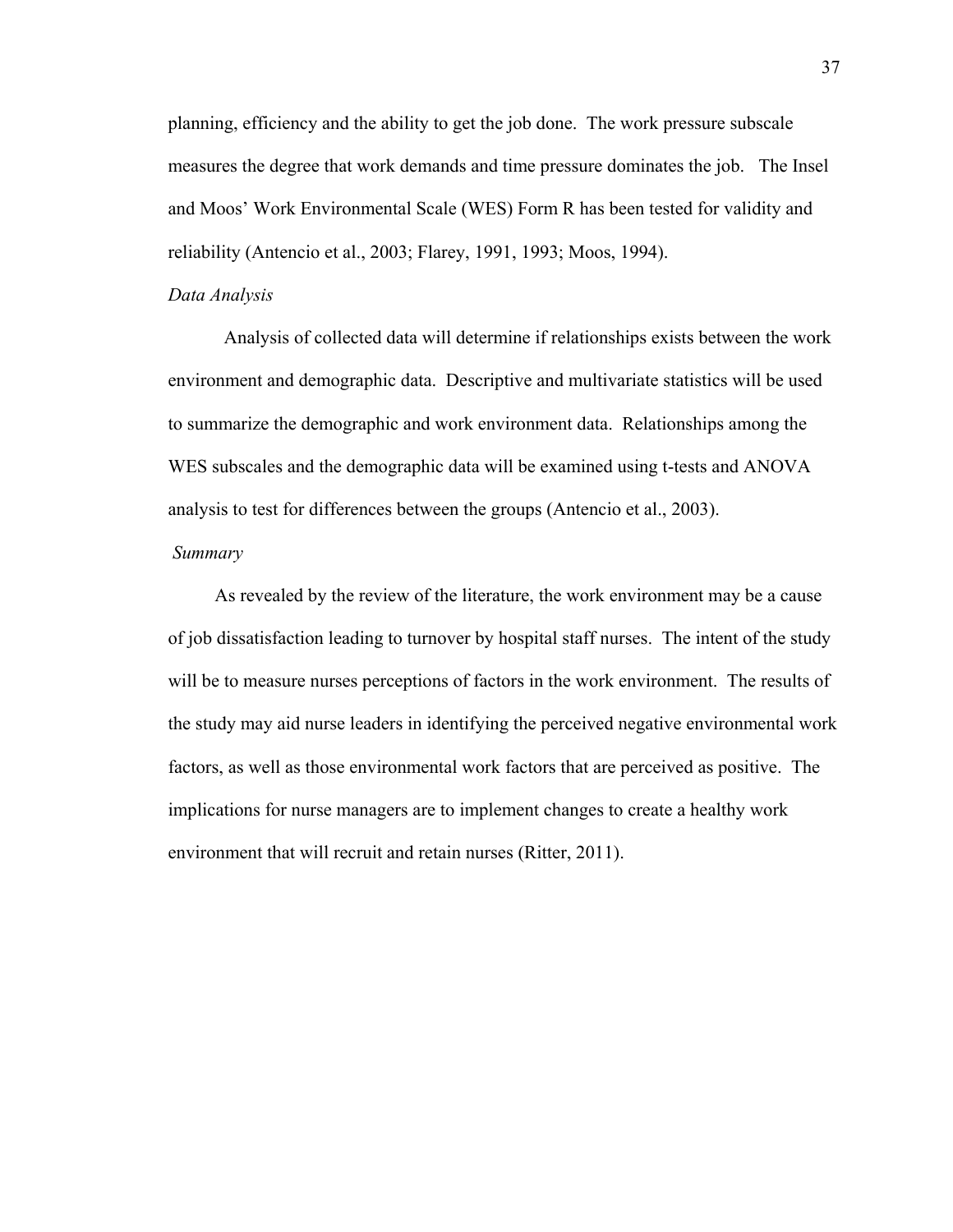planning, efficiency and the ability to get the job done. The work pressure subscale measures the degree that work demands and time pressure dominates the job. The Insel and Moos' Work Environmental Scale (WES) Form R has been tested for validity and reliability (Antencio et al., 2003; Flarey, 1991, 1993; Moos, 1994).

*Data Analysis*

Analysis of collected data will determine if relationships exists between the work environment and demographic data. Descriptive and multivariate statistics will be used to summarize the demographic and work environment data. Relationships among the WES subscales and the demographic data will be examined using t-tests and ANOVA analysis to test for differences between the groups (Antencio et al., 2003).

*Summary*

As revealed by the review of the literature, the work environment may be a cause of job dissatisfaction leading to turnover by hospital staff nurses. The intent of the study will be to measure nurses perceptions of factors in the work environment. The results of the study may aid nurse leaders in identifying the perceived negative environmental work factors, as well as those environmental work factors that are perceived as positive. The implications for nurse managers are to implement changes to create a healthy work environment that will recruit and retain nurses (Ritter, 2011).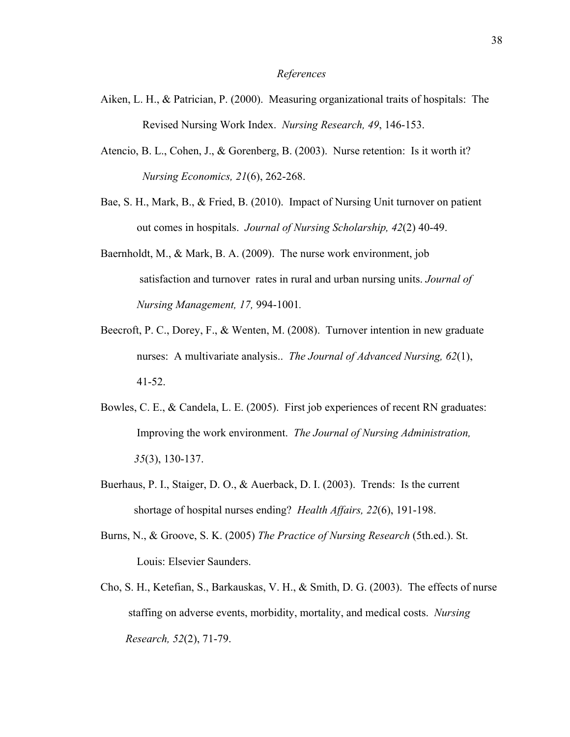*References*

Aiken, L. H., & Patrician, P. (2000). Measuring organizational traits of hospitals: The Revised Nursing Work Index. *Nursing Research, 49*, 146-153.

Atencio, B. L., Cohen, J., & Gorenberg, B. (2003). Nurse retention: Is it worth it? *Nursing Economics, 21*(6), 262-268.

Bae, S. H., Mark, B., & Fried, B. (2010). Impact of Nursing Unit turnover on patient out comes in hospitals. *Journal of Nursing Scholarship, 42*(2) 40-49.

Baernholdt, M., & Mark, B. A. (2009). The nurse work environment, job satisfaction and turnover rates in rural and urban nursing units. *Journal of Nursing Management, 17,* 994-1001.

Beecroft, P. C., Dorey, F., & Wenten, M. (2008). Turnover intention in new graduate nurses: A multivariate analysis.. *The Journal of Advanced Nursing, 62*(1), 41-52.

Bowles, C. E., & Candela, L. E. (2005). First job experiences of recent RN graduates: Improving the work environment. *The Journal of Nursing Administration, 35*(3), 130-137.

Buerhaus, P. I., Staiger, D. O., & Auerback, D. I. (2003). Trends: Is the current shortage of hospital nurses ending? *Health Affairs, 22*(6), 191-198.

Burns, N., & Groove, S. K. (2005) *The Practice of Nursing Research* (5th.ed.). St. Louis: Elsevier Saunders.

Cho, S. H., Ketefian, S., Barkauskas, V. H., & Smith, D. G. (2003). The effects of nurse staffing on adverse events, morbidity, mortality, and medical costs. *Nursing Research, 52*(2), 71-79.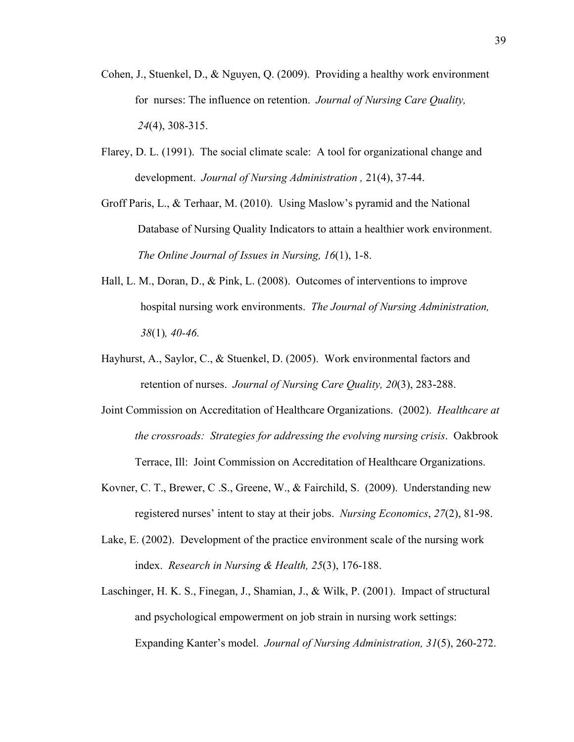Cohen, J., Stuenkel, D., & Nguyen, Q. (2009). Providing a healthy work environment for nurses: The influence on retention. *Journal of Nursing Care Quality, 24*(4), 308-315.

Flarey, D. L. (1991). The social climate scale: A tool for organizational change and development. *Journal of Nursing Administration ,* 21(4), 37-44.

Groff Paris, L., & Terhaar, M. (2010). Using Maslow's pyramid and the National Database of Nursing Quality Indicators to attain a healthier work environment. *The Online Journal of Issues in Nursing, 16*(1), 1-8.

Hall, L. M., Doran, D., & Pink, L. (2008). Outcomes of interventions to improve hospital nursing work environments. *The Journal of Nursing Administration, 38*(1)*, 40-46.*

Hayhurst, A., Saylor, C., & Stuenkel, D. (2005). Work environmental factors and retention of nurses. *Journal of Nursing Care Quality, 20*(3), 283-288.

Joint Commission on Accreditation of Healthcare Organizations. (2002). *Healthcare at the crossroads: Strategies for addressing the evolving nursing crisis*. Oakbrook Terrace, Ill: Joint Commission on Accreditation of Healthcare Organizations.

Kovner, C. T., Brewer, C .S., Greene, W., & Fairchild, S. (2009). Understanding new registered nurses' intent to stay at their jobs. *Nursing Economics*, *27*(2), 81-98.

Lake, E. (2002). Development of the practice environment scale of the nursing work index. *Research in Nursing & Health, 25*(3), 176-188.

Laschinger, H. K. S., Finegan, J., Shamian, J., & Wilk, P. (2001). Impact of structural and psychological empowerment on job strain in nursing work settings: Expanding Kanter's model. *Journal of Nursing Administration, 31*(5), 260-272.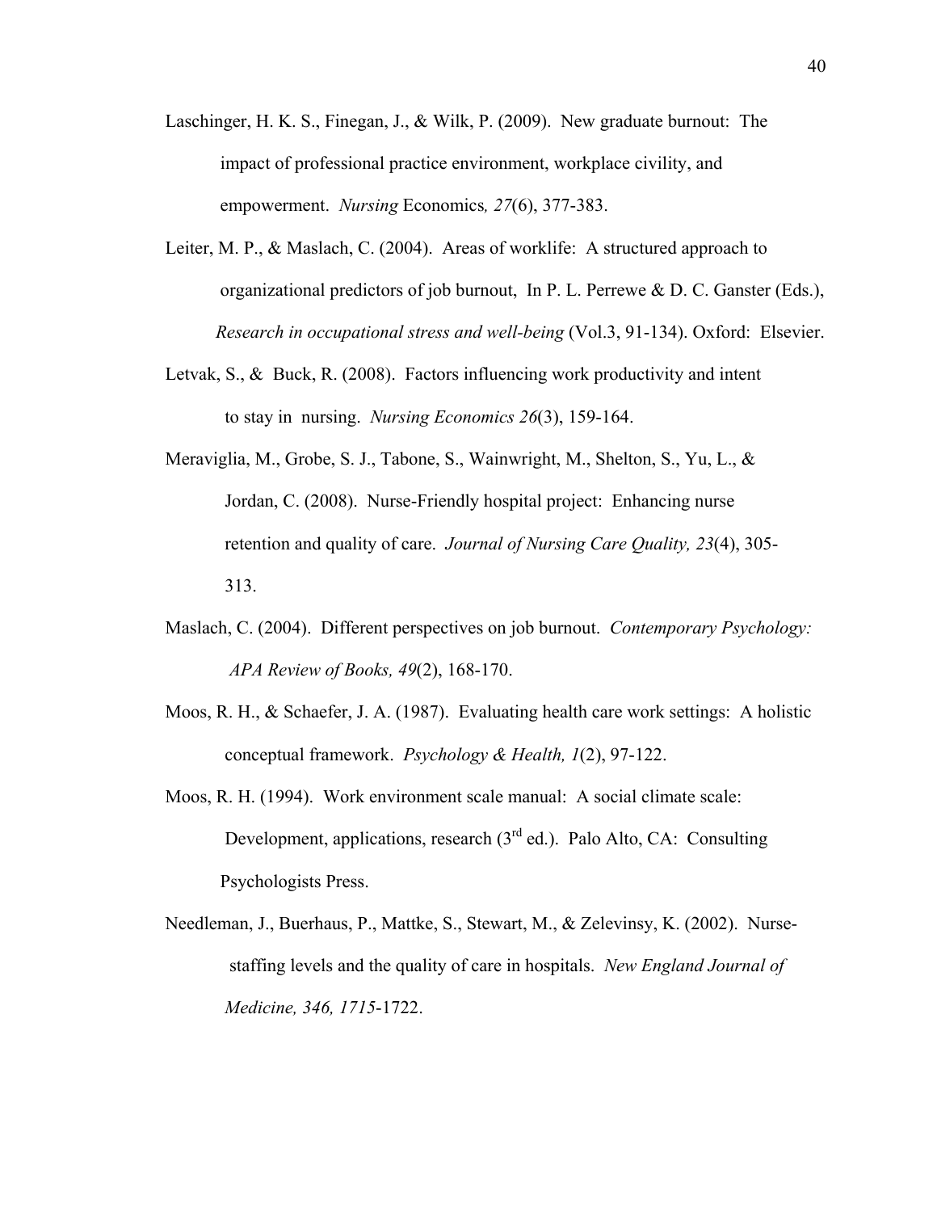Laschinger, H. K. S., Finegan, J., & Wilk, P. (2009). New graduate burnout: The impact of professional practice environment, workplace civility, and empowerment. *Nursing* Economics*, 27*(6), 377-383.

Leiter, M. P., & Maslach, C. (2004). Areas of worklife: A structured approach to organizational predictors of job burnout, In P. L. Perrewe & D. C. Ganster (Eds.), *Research in occupational stress and well-being* (Vol.3, 91-134). Oxford: Elsevier.

Letvak, S., & Buck, R. (2008). Factors influencing work productivity and intent to stay in nursing. *Nursing Economics 26*(3), 159-164.

Meraviglia, M., Grobe, S. J., Tabone, S., Wainwright, M., Shelton, S., Yu, L., & Jordan, C. (2008). Nurse-Friendly hospital project: Enhancing nurse retention and quality of care. *Journal of Nursing Care Quality, 23*(4), 305-313.

Maslach, C. (2004). Different perspectives on job burnout. *Contemporary Psychology: APA Review of Books, 49*(2), 168-170.

Moos, R. H., & Schaefer, J. A. (1987). Evaluating health care work settings: A holistic conceptual framework. *Psychology & Health, 1*(2), 97-122.

Moos, R. H. (1994). Work environment scale manual: A social climate scale: Development, applications, research (3rd ed.). Palo Alto, CA: Consulting Psychologists Press.

Needleman, J., Buerhaus, P., Mattke, S., Stewart, M., & Zelevinsy, K. (2002). Nurse-staffing levels and the quality of care in hospitals. *New England Journal of Medicine, 346, 1715*-1722.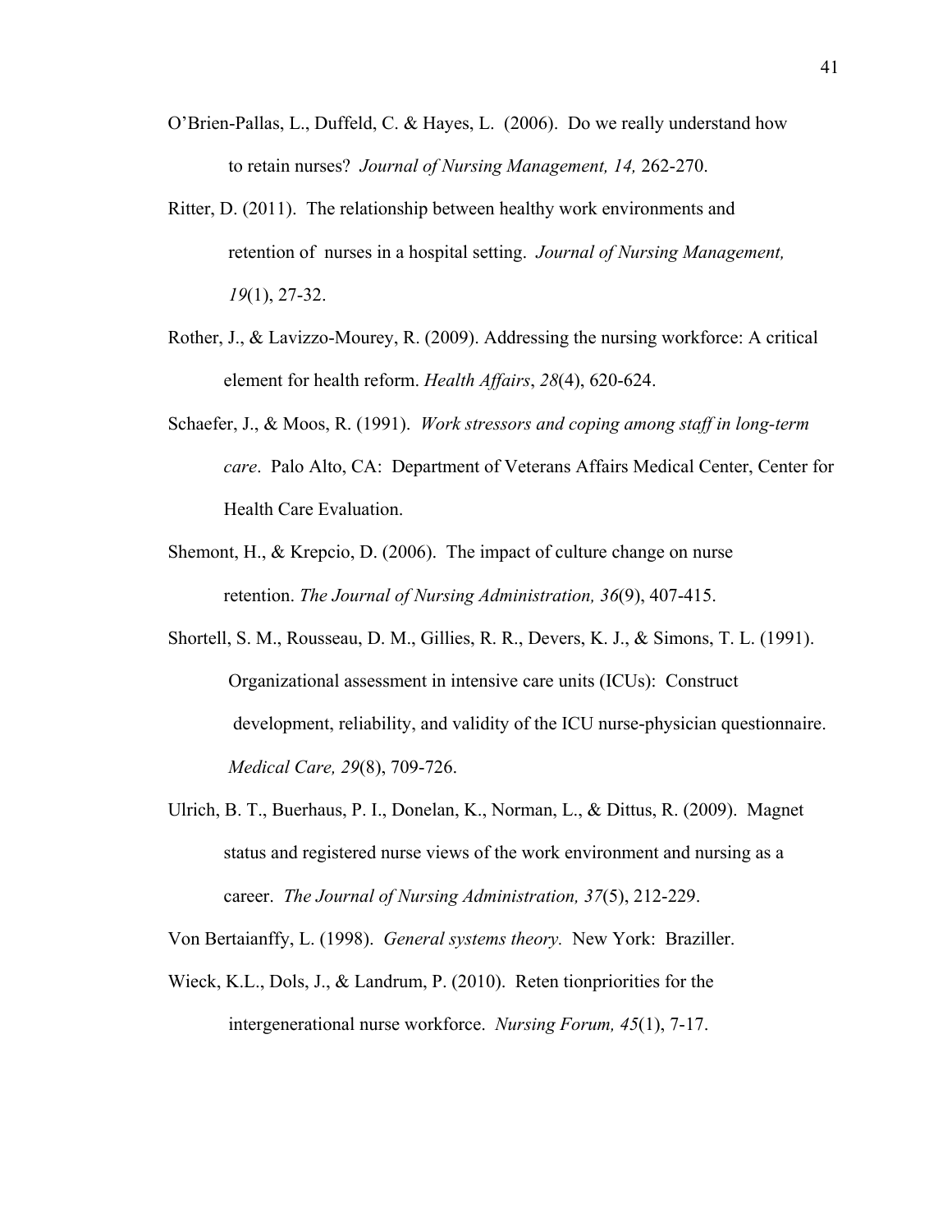O'Brien-Pallas, L., Duffeld, C. & Hayes, L. (2006). Do we really understand how to retain nurses? *Journal of Nursing Management, 14,* 262-270.

Ritter, D. (2011). The relationship between healthy work environments and retention of nurses in a hospital setting. *Journal of Nursing Management, 19*(1), 27-32.

Rother, J., & Lavizzo-Mourey, R. (2009). Addressing the nursing workforce: A critical element for health reform. *Health Affairs*, *28*(4), 620-624.

Schaefer, J., & Moos, R. (1991). *Work stressors and coping among staff in long-term care*. Palo Alto, CA: Department of Veterans Affairs Medical Center, Center for Health Care Evaluation.

Shemont, H., & Krepcio, D. (2006). The impact of culture change on nurse retention. *The Journal of Nursing Administration, 36*(9), 407-415.

Shortell, S. M., Rousseau, D. M., Gillies, R. R., Devers, K. J., & Simons, T. L. (1991). Organizational assessment in intensive care units (ICUs): Construct development, reliability, and validity of the ICU nurse-physician questionnaire. *Medical Care, 29*(8), 709-726.

Ulrich, B. T., Buerhaus, P. I., Donelan, K., Norman, L., & Dittus, R. (2009). Magnet status and registered nurse views of the work environment and nursing as a career. *The Journal of Nursing Administration, 37*(5), 212-229.

Von Bertaianffy, L. (1998). *General systems theory.* New York: Braziller.

Wieck, K.L., Dols, J., & Landrum, P. (2010). Reten tionpriorities for the intergenerational nurse workforce. *Nursing Forum, 45*(1), 7-17.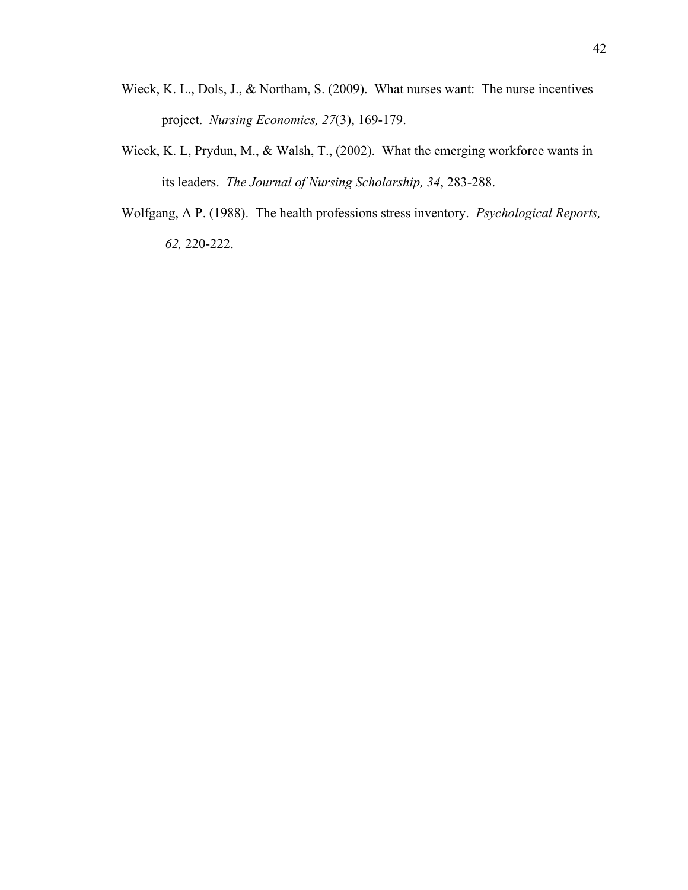Wieck, K. L., Dols, J., & Northam, S. (2009). What nurses want: The nurse incentives project. *Nursing Economics, 27*(3), 169-179.

Wieck, K. L, Prydun, M., & Walsh, T., (2002). What the emerging workforce wants in its leaders. *The Journal of Nursing Scholarship, 34*, 283-288.

Wolfgang, A P. (1988). The health professions stress inventory. *Psychological Reports, 62,* 220-222.